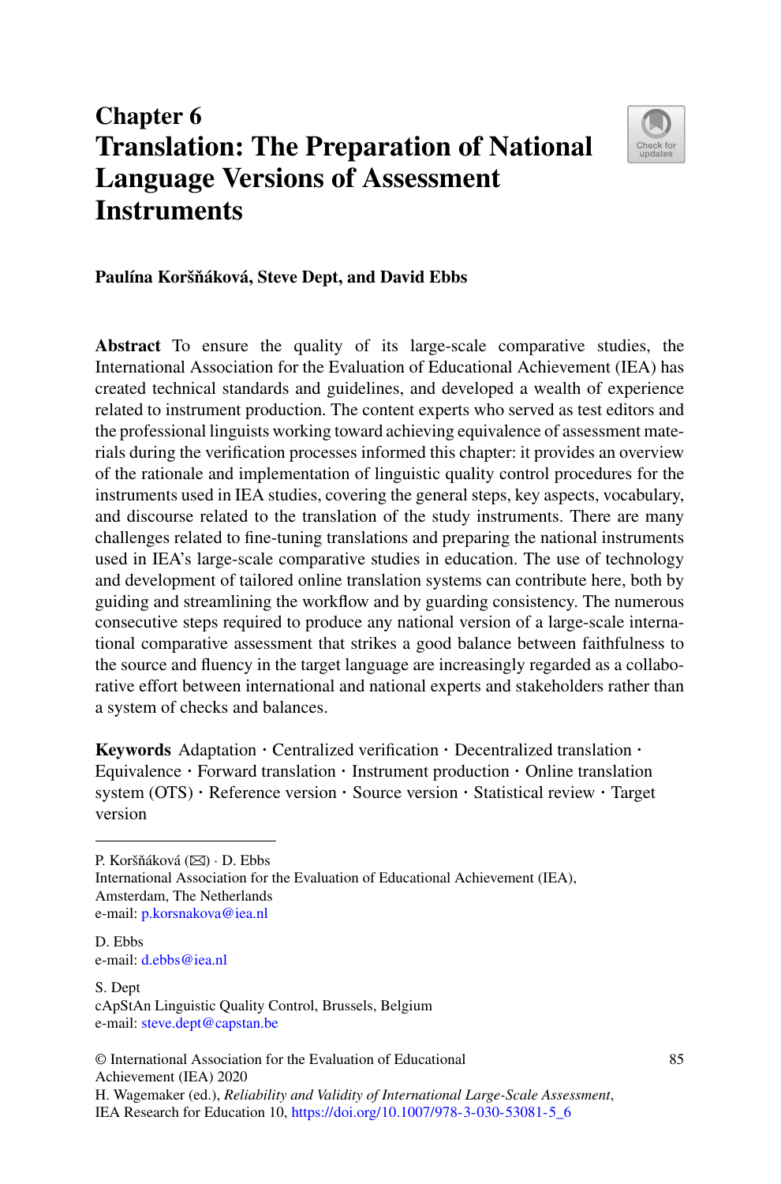# Chapter 6
# Translation: The Preparation of National Language Versions of Assessment Instruments

**Paulína Koršňáková, Steve Dept, and David Ebbs**

**Abstract** To ensure the quality of its large-scale comparative studies, the International Association for the Evaluation of Educational Achievement (IEA) has created technical standards and guidelines, and developed a wealth of experience related to instrument production. The content experts who served as test editors and the professional linguists working toward achieving equivalence of assessment materials during the verification processes informed this chapter: it provides an overview of the rationale and implementation of linguistic quality control procedures for the instruments used in IEA studies, covering the general steps, key aspects, vocabulary, and discourse related to the translation of the study instruments. There are many challenges related to fine-tuning translations and preparing the national instruments used in IEA's large-scale comparative studies in education. The use of technology and development of tailored online translation systems can contribute here, both by guiding and streamlining the workflow and by guarding consistency. The numerous consecutive steps required to produce any national version of a large-scale international comparative assessment that strikes a good balance between faithfulness to the source and fluency in the target language are increasingly regarded as a collaborative effort between international and national experts and stakeholders rather than a system of checks and balances.

**Keywords** Adaptation · Centralized verification · Decentralized translation · Equivalence · Forward translation · Instrument production · Online translation system (OTS) · Reference version · Source version · Statistical review · Target version

---

P. Koršňáková (✉) · D. Ebbs
International Association for the Evaluation of Educational Achievement (IEA), Amsterdam, The Netherlands
e-mail: p.korsnakova@iea.nl

D. Ebbs
e-mail: d.ebbs@iea.nl

S. Dept
cApStAn Linguistic Quality Control, Brussels, Belgium
e-mail: steve.dept@capstan.be

© International Association for the Evaluation of Educational Achievement (IEA) 2020
H. Wagemaker (ed.), *Reliability and Validity of International Large-Scale Assessment*, IEA Research for Education 10, https://doi.org/10.1007/978-3-030-53081-5_6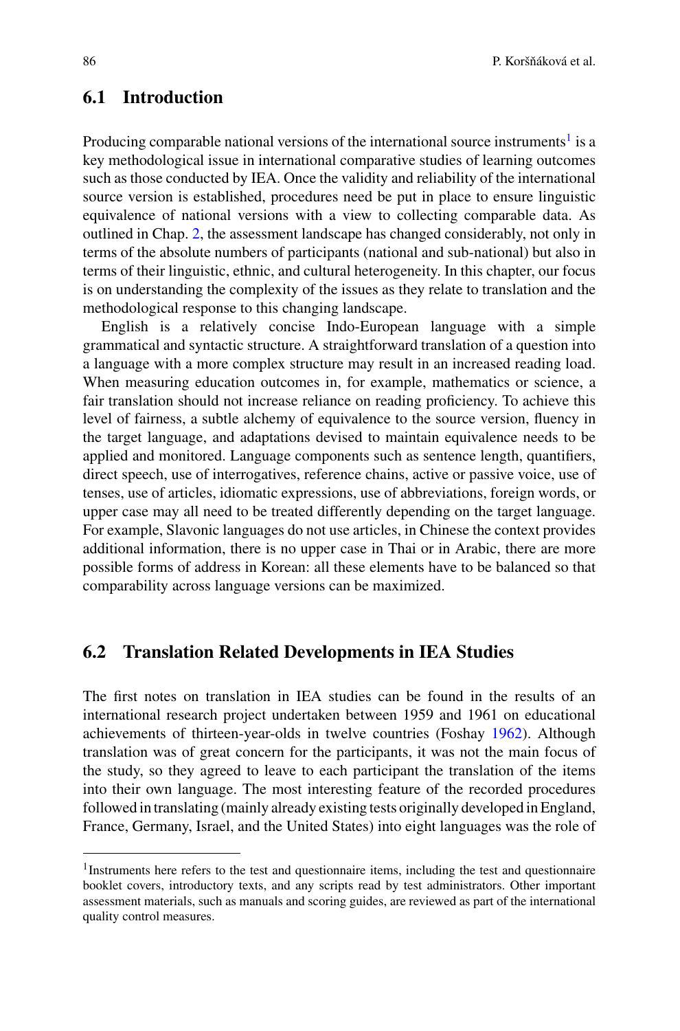## 6.1 Introduction

Producing comparable national versions of the international source instruments[1] is a key methodological issue in international comparative studies of learning outcomes such as those conducted by IEA. Once the validity and reliability of the international source version is established, procedures need be put in place to ensure linguistic equivalence of national versions with a view to collecting comparable data. As outlined in Chap. 2, the assessment landscape has changed considerably, not only in terms of the absolute numbers of participants (national and sub-national) but also in terms of their linguistic, ethnic, and cultural heterogeneity. In this chapter, our focus is on understanding the complexity of the issues as they relate to translation and the methodological response to this changing landscape.

English is a relatively concise Indo-European language with a simple grammatical and syntactic structure. A straightforward translation of a question into a language with a more complex structure may result in an increased reading load. When measuring education outcomes in, for example, mathematics or science, a fair translation should not increase reliance on reading proficiency. To achieve this level of fairness, a subtle alchemy of equivalence to the source version, fluency in the target language, and adaptations devised to maintain equivalence needs to be applied and monitored. Language components such as sentence length, quantifiers, direct speech, use of interrogatives, reference chains, active or passive voice, use of tenses, use of articles, idiomatic expressions, use of abbreviations, foreign words, or upper case may all need to be treated differently depending on the target language. For example, Slavonic languages do not use articles, in Chinese the context provides additional information, there is no upper case in Thai or in Arabic, there are more possible forms of address in Korean: all these elements have to be balanced so that comparability across language versions can be maximized.

## 6.2 Translation Related Developments in IEA Studies

The first notes on translation in IEA studies can be found in the results of an international research project undertaken between 1959 and 1961 on educational achievements of thirteen-year-olds in twelve countries (Foshay 1962). Although translation was of great concern for the participants, it was not the main focus of the study, so they agreed to leave to each participant the translation of the items into their own language. The most interesting feature of the recorded procedures followed in translating (mainly already existing tests originally developed in England, France, Germany, Israel, and the United States) into eight languages was the role of

---

[1] Instruments here refers to the test and questionnaire items, including the test and questionnaire booklet covers, introductory texts, and any scripts read by test administrators. Other important assessment materials, such as manuals and scoring guides, are reviewed as part of the international quality control measures.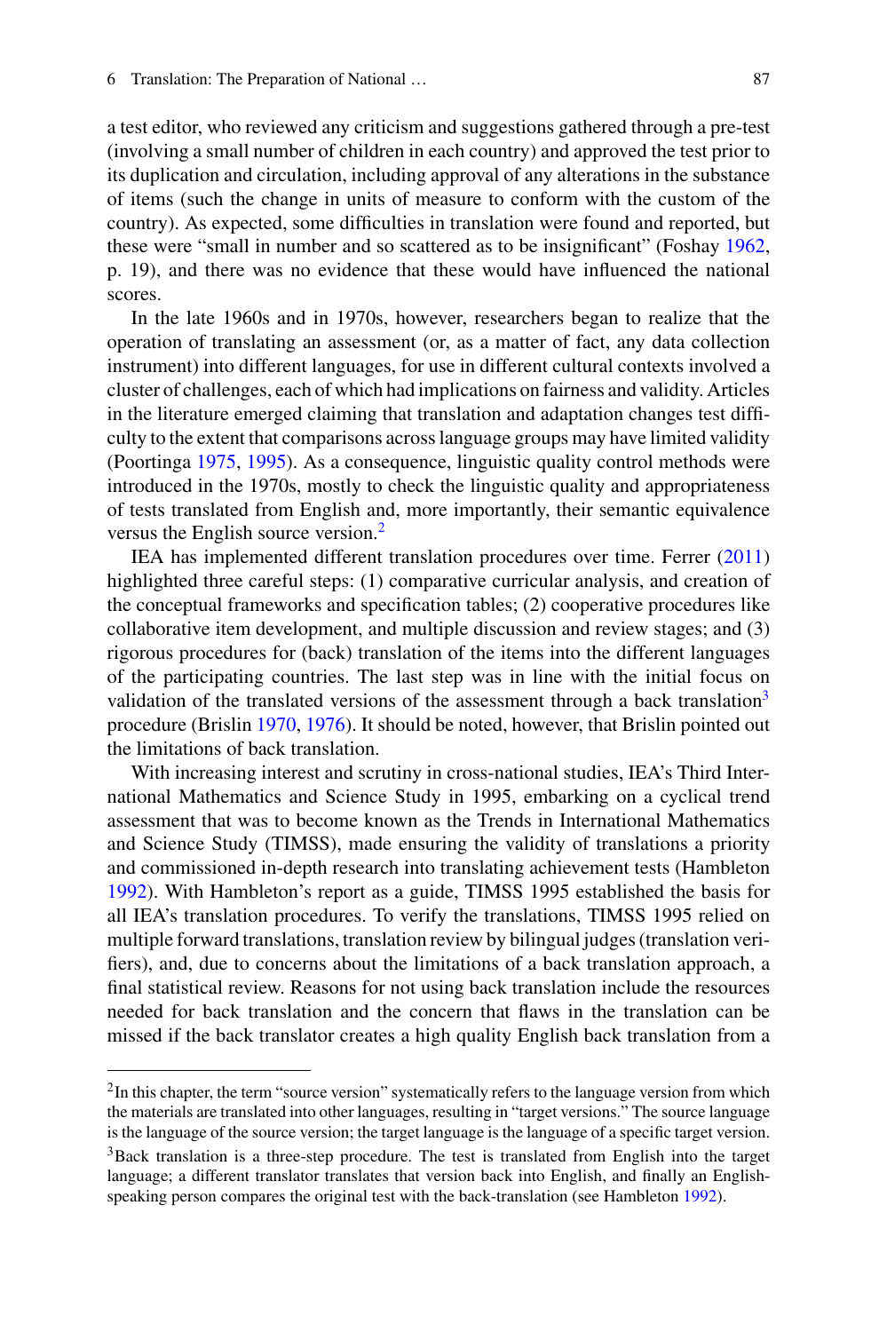a test editor, who reviewed any criticism and suggestions gathered through a pre-test (involving a small number of children in each country) and approved the test prior to its duplication and circulation, including approval of any alterations in the substance of items (such the change in units of measure to conform with the custom of the country). As expected, some difficulties in translation were found and reported, but these were "small in number and so scattered as to be insignificant" (Foshay 1962, p. 19), and there was no evidence that these would have influenced the national scores.

In the late 1960s and in 1970s, however, researchers began to realize that the operation of translating an assessment (or, as a matter of fact, any data collection instrument) into different languages, for use in different cultural contexts involved a cluster of challenges, each of which had implications on fairness and validity. Articles in the literature emerged claiming that translation and adaptation changes test difficulty to the extent that comparisons across language groups may have limited validity (Poortinga 1975, 1995). As a consequence, linguistic quality control methods were introduced in the 1970s, mostly to check the linguistic quality and appropriateness of tests translated from English and, more importantly, their semantic equivalence versus the English source version.[2]

IEA has implemented different translation procedures over time. Ferrer (2011) highlighted three careful steps: (1) comparative curricular analysis, and creation of the conceptual frameworks and specification tables; (2) cooperative procedures like collaborative item development, and multiple discussion and review stages; and (3) rigorous procedures for (back) translation of the items into the different languages of the participating countries. The last step was in line with the initial focus on validation of the translated versions of the assessment through a back translation[3] procedure (Brislin 1970, 1976). It should be noted, however, that Brislin pointed out the limitations of back translation.

With increasing interest and scrutiny in cross-national studies, IEA's Third International Mathematics and Science Study in 1995, embarking on a cyclical trend assessment that was to become known as the Trends in International Mathematics and Science Study (TIMSS), made ensuring the validity of translations a priority and commissioned in-depth research into translating achievement tests (Hambleton 1992). With Hambleton's report as a guide, TIMSS 1995 established the basis for all IEA's translation procedures. To verify the translations, TIMSS 1995 relied on multiple forward translations, translation review by bilingual judges (translation verifiers), and, due to concerns about the limitations of a back translation approach, a final statistical review. Reasons for not using back translation include the resources needed for back translation and the concern that flaws in the translation can be missed if the back translator creates a high quality English back translation from a

---

[2] In this chapter, the term "source version" systematically refers to the language version from which the materials are translated into other languages, resulting in "target versions." The source language is the language of the source version; the target language is the language of a specific target version.

[3] Back translation is a three-step procedure. The test is translated from English into the target language; a different translator translates that version back into English, and finally an English-speaking person compares the original test with the back-translation (see Hambleton 1992).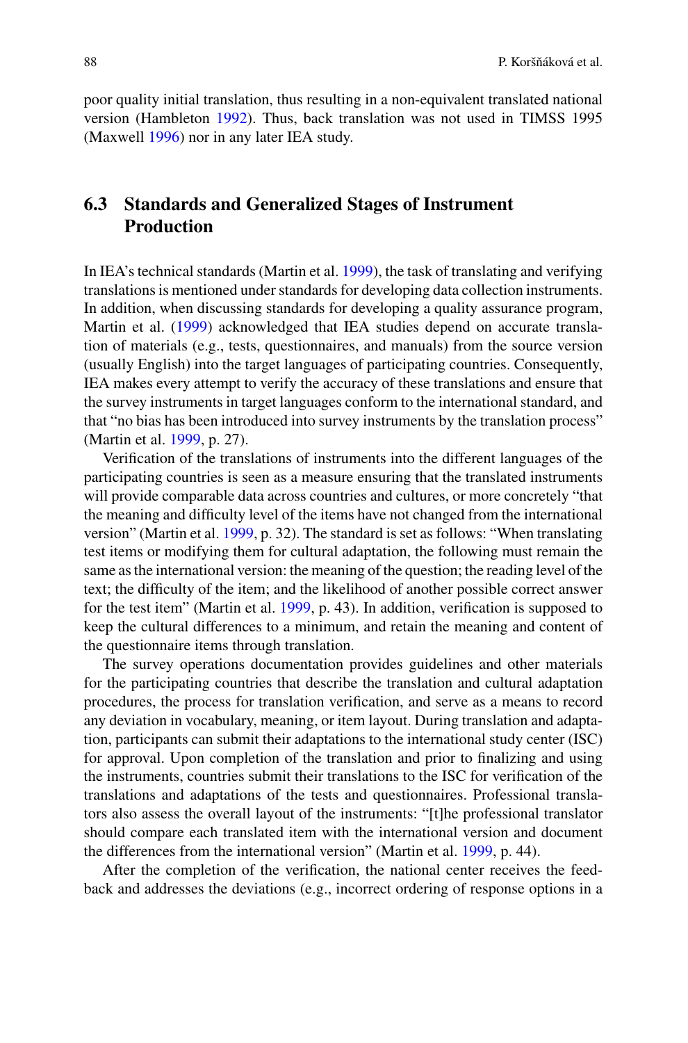poor quality initial translation, thus resulting in a non-equivalent translated national version (Hambleton 1992). Thus, back translation was not used in TIMSS 1995 (Maxwell 1996) nor in any later IEA study.

## 6.3 Standards and Generalized Stages of Instrument Production

In IEA's technical standards (Martin et al. 1999), the task of translating and verifying translations is mentioned under standards for developing data collection instruments. In addition, when discussing standards for developing a quality assurance program, Martin et al. (1999) acknowledged that IEA studies depend on accurate translation of materials (e.g., tests, questionnaires, and manuals) from the source version (usually English) into the target languages of participating countries. Consequently, IEA makes every attempt to verify the accuracy of these translations and ensure that the survey instruments in target languages conform to the international standard, and that "no bias has been introduced into survey instruments by the translation process" (Martin et al. 1999, p. 27).

Verification of the translations of instruments into the different languages of the participating countries is seen as a measure ensuring that the translated instruments will provide comparable data across countries and cultures, or more concretely "that the meaning and difficulty level of the items have not changed from the international version" (Martin et al. 1999, p. 32). The standard is set as follows: "When translating test items or modifying them for cultural adaptation, the following must remain the same as the international version: the meaning of the question; the reading level of the text; the difficulty of the item; and the likelihood of another possible correct answer for the test item" (Martin et al. 1999, p. 43). In addition, verification is supposed to keep the cultural differences to a minimum, and retain the meaning and content of the questionnaire items through translation.

The survey operations documentation provides guidelines and other materials for the participating countries that describe the translation and cultural adaptation procedures, the process for translation verification, and serve as a means to record any deviation in vocabulary, meaning, or item layout. During translation and adaptation, participants can submit their adaptations to the international study center (ISC) for approval. Upon completion of the translation and prior to finalizing and using the instruments, countries submit their translations to the ISC for verification of the translations and adaptations of the tests and questionnaires. Professional translators also assess the overall layout of the instruments: "[t]he professional translator should compare each translated item with the international version and document the differences from the international version" (Martin et al. 1999, p. 44).

After the completion of the verification, the national center receives the feedback and addresses the deviations (e.g., incorrect ordering of response options in a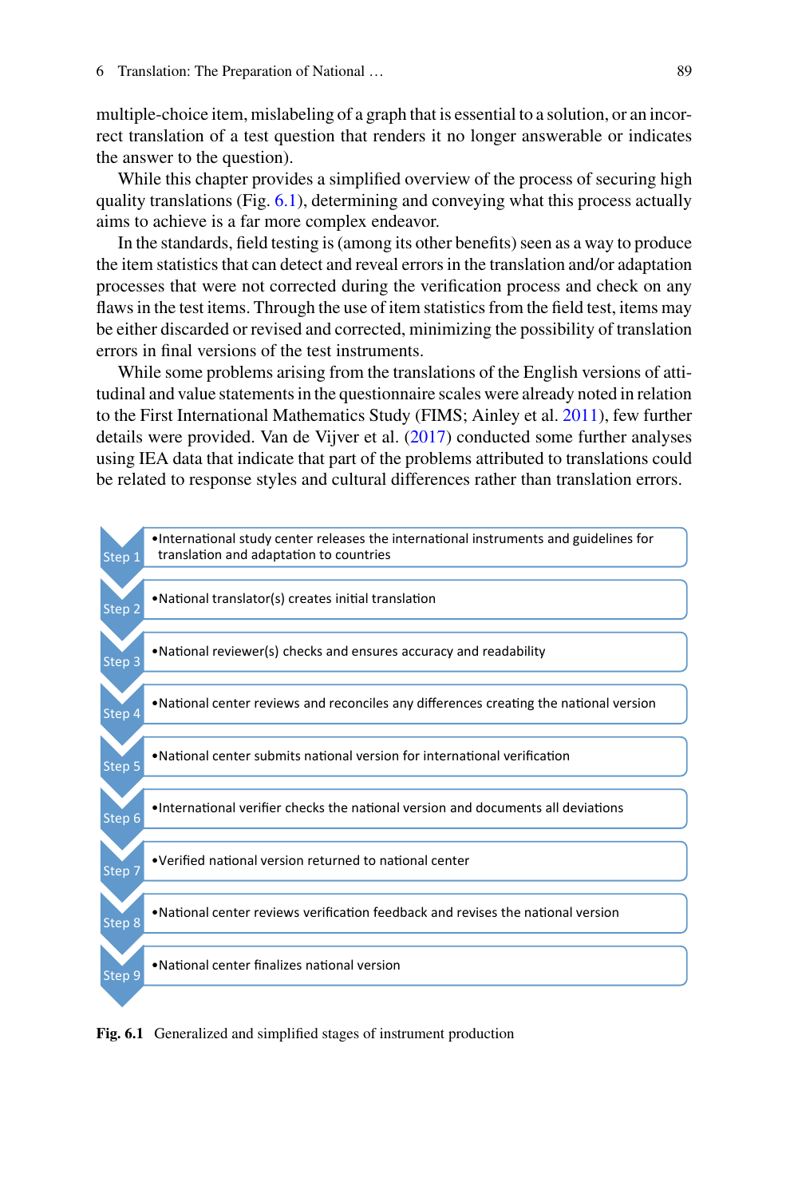multiple-choice item, mislabeling of a graph that is essential to a solution, or an incorrect translation of a test question that renders it no longer answerable or indicates the answer to the question).

While this chapter provides a simplified overview of the process of securing high quality translations (Fig. 6.1), determining and conveying what this process actually aims to achieve is a far more complex endeavor.

In the standards, field testing is (among its other benefits) seen as a way to produce the item statistics that can detect and reveal errors in the translation and/or adaptation processes that were not corrected during the verification process and check on any flaws in the test items. Through the use of item statistics from the field test, items may be either discarded or revised and corrected, minimizing the possibility of translation errors in final versions of the test instruments.

While some problems arising from the translations of the English versions of attitudinal and value statements in the questionnaire scales were already noted in relation to the First International Mathematics Study (FIMS; Ainley et al. 2011), few further details were provided. Van de Vijver et al. (2017) conducted some further analyses using IEA data that indicate that part of the problems attributed to translations could be related to response styles and cultural differences rather than translation errors.

- Step 1 • International study center releases the international instruments and guidelines for translation and adaptation to countries
- Step 2 • National translator(s) creates initial translation
- Step 3 • National reviewer(s) checks and ensures accuracy and readability
- Step 4 • National center reviews and reconciles any differences creating the national version
- Step 5 • National center submits national version for international verification
- Step 6 • International verifier checks the national version and documents all deviations
- Step 7 • Verified national version returned to national center
- Step 8 • National center reviews verification feedback and revises the national version
- Step 9 • National center finalizes national version

**Fig. 6.1** Generalized and simplified stages of instrument production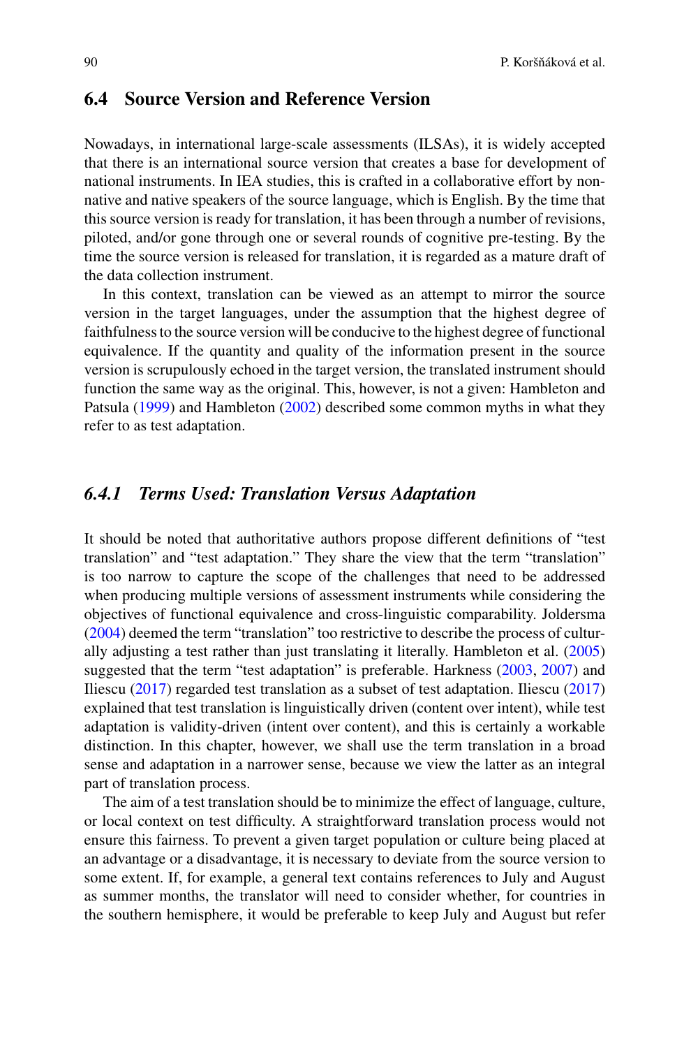## 6.4 Source Version and Reference Version

Nowadays, in international large-scale assessments (ILSAs), it is widely accepted that there is an international source version that creates a base for development of national instruments. In IEA studies, this is crafted in a collaborative effort by non-native and native speakers of the source language, which is English. By the time that this source version is ready for translation, it has been through a number of revisions, piloted, and/or gone through one or several rounds of cognitive pre-testing. By the time the source version is released for translation, it is regarded as a mature draft of the data collection instrument.

In this context, translation can be viewed as an attempt to mirror the source version in the target languages, under the assumption that the highest degree of faithfulness to the source version will be conducive to the highest degree of functional equivalence. If the quantity and quality of the information present in the source version is scrupulously echoed in the target version, the translated instrument should function the same way as the original. This, however, is not a given: Hambleton and Patsula (1999) and Hambleton (2002) described some common myths in what they refer to as test adaptation.

### *6.4.1 Terms Used: Translation Versus Adaptation*

It should be noted that authoritative authors propose different definitions of "test translation" and "test adaptation." They share the view that the term "translation" is too narrow to capture the scope of the challenges that need to be addressed when producing multiple versions of assessment instruments while considering the objectives of functional equivalence and cross-linguistic comparability. Joldersma (2004) deemed the term "translation" too restrictive to describe the process of culturally adjusting a test rather than just translating it literally. Hambleton et al. (2005) suggested that the term "test adaptation" is preferable. Harkness (2003, 2007) and Iliescu (2017) regarded test translation as a subset of test adaptation. Iliescu (2017) explained that test translation is linguistically driven (content over intent), while test adaptation is validity-driven (intent over content), and this is certainly a workable distinction. In this chapter, however, we shall use the term translation in a broad sense and adaptation in a narrower sense, because we view the latter as an integral part of translation process.

The aim of a test translation should be to minimize the effect of language, culture, or local context on test difficulty. A straightforward translation process would not ensure this fairness. To prevent a given target population or culture being placed at an advantage or a disadvantage, it is necessary to deviate from the source version to some extent. If, for example, a general text contains references to July and August as summer months, the translator will need to consider whether, for countries in the southern hemisphere, it would be preferable to keep July and August but refer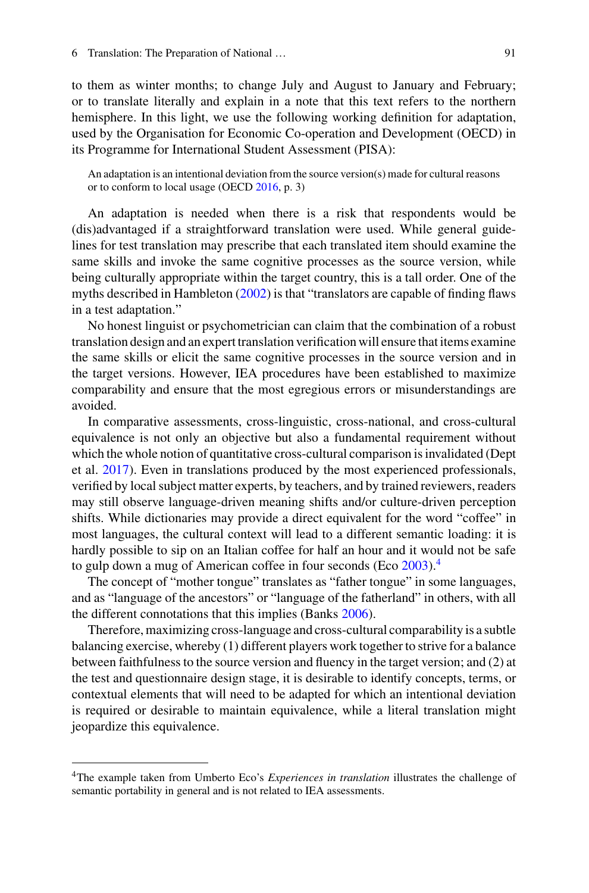to them as winter months; to change July and August to January and February; or to translate literally and explain in a note that this text refers to the northern hemisphere. In this light, we use the following working definition for adaptation, used by the Organisation for Economic Co-operation and Development (OECD) in its Programme for International Student Assessment (PISA):

> An adaptation is an intentional deviation from the source version(s) made for cultural reasons or to conform to local usage (OECD 2016, p. 3)

An adaptation is needed when there is a risk that respondents would be (dis)advantaged if a straightforward translation were used. While general guidelines for test translation may prescribe that each translated item should examine the same skills and invoke the same cognitive processes as the source version, while being culturally appropriate within the target country, this is a tall order. One of the myths described in Hambleton (2002) is that "translators are capable of finding flaws in a test adaptation."

No honest linguist or psychometrician can claim that the combination of a robust translation design and an expert translation verification will ensure that items examine the same skills or elicit the same cognitive processes in the source version and in the target versions. However, IEA procedures have been established to maximize comparability and ensure that the most egregious errors or misunderstandings are avoided.

In comparative assessments, cross-linguistic, cross-national, and cross-cultural equivalence is not only an objective but also a fundamental requirement without which the whole notion of quantitative cross-cultural comparison is invalidated (Dept et al. 2017). Even in translations produced by the most experienced professionals, verified by local subject matter experts, by teachers, and by trained reviewers, readers may still observe language-driven meaning shifts and/or culture-driven perception shifts. While dictionaries may provide a direct equivalent for the word "coffee" in most languages, the cultural context will lead to a different semantic loading: it is hardly possible to sip on an Italian coffee for half an hour and it would not be safe to gulp down a mug of American coffee in four seconds (Eco 2003).[4]

The concept of "mother tongue" translates as "father tongue" in some languages, and as "language of the ancestors" or "language of the fatherland" in others, with all the different connotations that this implies (Banks 2006).

Therefore, maximizing cross-language and cross-cultural comparability is a subtle balancing exercise, whereby (1) different players work together to strive for a balance between faithfulness to the source version and fluency in the target version; and (2) at the test and questionnaire design stage, it is desirable to identify concepts, terms, or contextual elements that will need to be adapted for which an intentional deviation is required or desirable to maintain equivalence, while a literal translation might jeopardize this equivalence.

---

[4]The example taken from Umberto Eco's *Experiences in translation* illustrates the challenge of semantic portability in general and is not related to IEA assessments.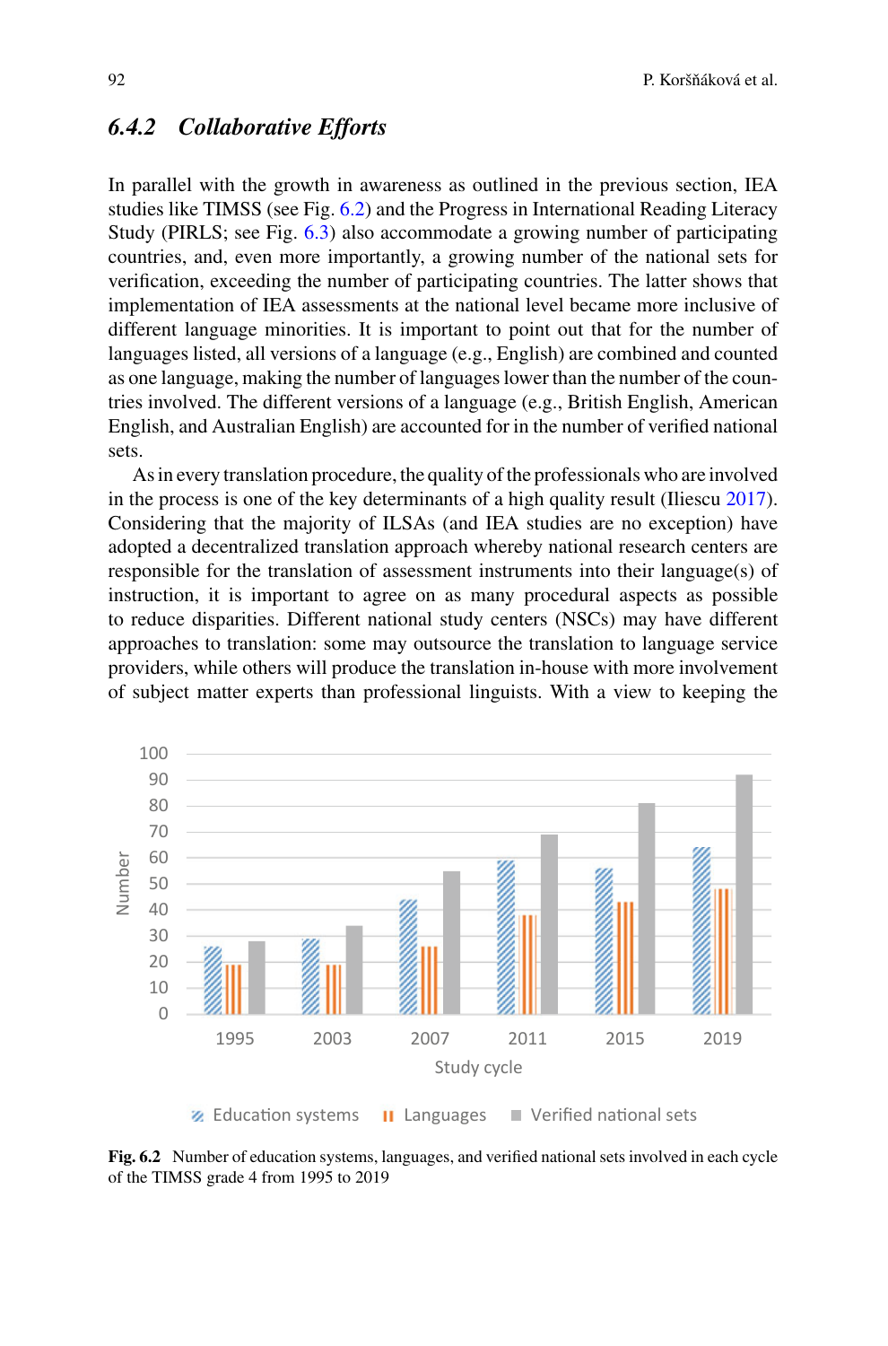### 6.4.2 Collaborative Efforts

In parallel with the growth in awareness as outlined in the previous section, IEA studies like TIMSS (see Fig. 6.2) and the Progress in International Reading Literacy Study (PIRLS; see Fig. 6.3) also accommodate a growing number of participating countries, and, even more importantly, a growing number of the national sets for verification, exceeding the number of participating countries. The latter shows that implementation of IEA assessments at the national level became more inclusive of different language minorities. It is important to point out that for the number of languages listed, all versions of a language (e.g., English) are combined and counted as one language, making the number of languages lower than the number of the countries involved. The different versions of a language (e.g., British English, American English, and Australian English) are accounted for in the number of verified national sets.

As in every translation procedure, the quality of the professionals who are involved in the process is one of the key determinants of a high quality result (Iliescu 2017). Considering that the majority of ILSAs (and IEA studies are no exception) have adopted a decentralized translation approach whereby national research centers are responsible for the translation of assessment instruments into their language(s) of instruction, it is important to agree on as many procedural aspects as possible to reduce disparities. Different national study centers (NSCs) may have different approaches to translation: some may outsource the translation to language service providers, while others will produce the translation in-house with more involvement of subject matter experts than professional linguists. With a view to keeping the

**Fig. 6.2** Number of education systems, languages, and verified national sets involved in each cycle of the TIMSS grade 4 from 1995 to 2019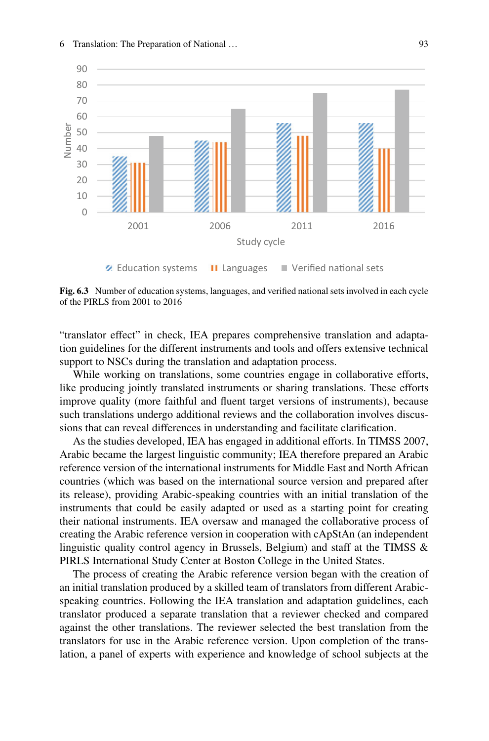Fig. 6.3 Number of education systems, languages, and verified national sets involved in each cycle of the PIRLS from 2001 to 2016

"translator effect" in check, IEA prepares comprehensive translation and adaptation guidelines for the different instruments and tools and offers extensive technical support to NSCs during the translation and adaptation process.

While working on translations, some countries engage in collaborative efforts, like producing jointly translated instruments or sharing translations. These efforts improve quality (more faithful and fluent target versions of instruments), because such translations undergo additional reviews and the collaboration involves discussions that can reveal differences in understanding and facilitate clarification.

As the studies developed, IEA has engaged in additional efforts. In TIMSS 2007, Arabic became the largest linguistic community; IEA therefore prepared an Arabic reference version of the international instruments for Middle East and North African countries (which was based on the international source version and prepared after its release), providing Arabic-speaking countries with an initial translation of the instruments that could be easily adapted or used as a starting point for creating their national instruments. IEA oversaw and managed the collaborative process of creating the Arabic reference version in cooperation with cApStAn (an independent linguistic quality control agency in Brussels, Belgium) and staff at the TIMSS & PIRLS International Study Center at Boston College in the United States.

The process of creating the Arabic reference version began with the creation of an initial translation produced by a skilled team of translators from different Arabic-speaking countries. Following the IEA translation and adaptation guidelines, each translator produced a separate translation that a reviewer checked and compared against the other translations. The reviewer selected the best translation from the translators for use in the Arabic reference version. Upon completion of the translation, a panel of experts with experience and knowledge of school subjects at the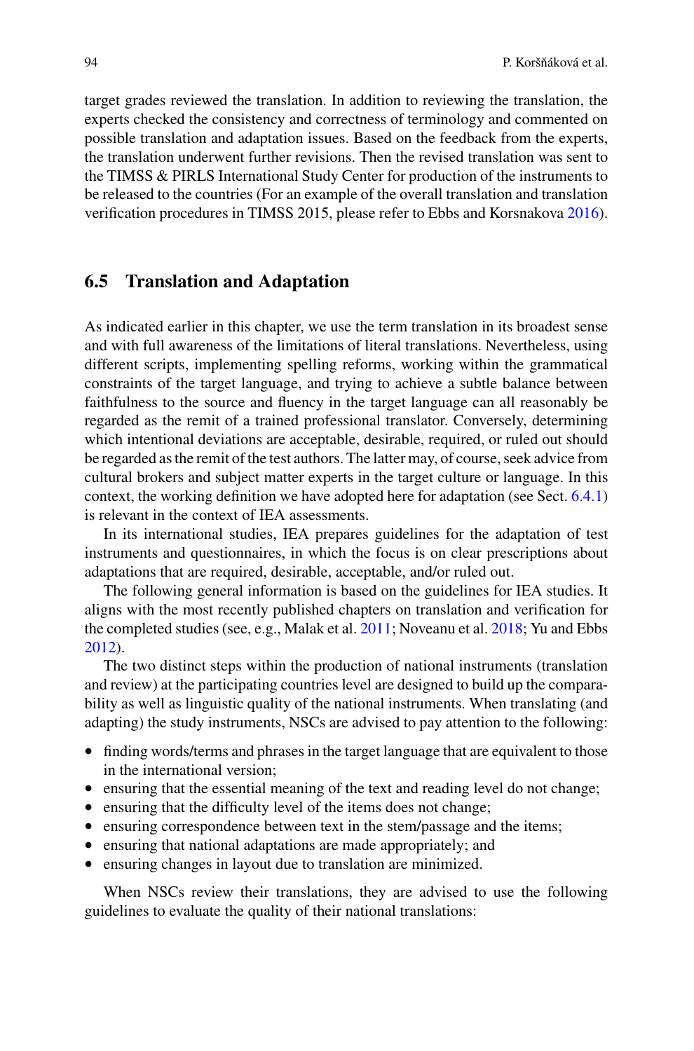target grades reviewed the translation. In addition to reviewing the translation, the experts checked the consistency and correctness of terminology and commented on possible translation and adaptation issues. Based on the feedback from the experts, the translation underwent further revisions. Then the revised translation was sent to the TIMSS & PIRLS International Study Center for production of the instruments to be released to the countries (For an example of the overall translation and translation verification procedures in TIMSS 2015, please refer to Ebbs and Korsnakova 2016).

## 6.5 Translation and Adaptation

As indicated earlier in this chapter, we use the term translation in its broadest sense and with full awareness of the limitations of literal translations. Nevertheless, using different scripts, implementing spelling reforms, working within the grammatical constraints of the target language, and trying to achieve a subtle balance between faithfulness to the source and fluency in the target language can all reasonably be regarded as the remit of a trained professional translator. Conversely, determining which intentional deviations are acceptable, desirable, required, or ruled out should be regarded as the remit of the test authors. The latter may, of course, seek advice from cultural brokers and subject matter experts in the target culture or language. In this context, the working definition we have adopted here for adaptation (see Sect. 6.4.1) is relevant in the context of IEA assessments.

In its international studies, IEA prepares guidelines for the adaptation of test instruments and questionnaires, in which the focus is on clear prescriptions about adaptations that are required, desirable, acceptable, and/or ruled out.

The following general information is based on the guidelines for IEA studies. It aligns with the most recently published chapters on translation and verification for the completed studies (see, e.g., Malak et al. 2011; Noveanu et al. 2018; Yu and Ebbs 2012).

The two distinct steps within the production of national instruments (translation and review) at the participating countries level are designed to build up the comparability as well as linguistic quality of the national instruments. When translating (and adapting) the study instruments, NSCs are advised to pay attention to the following:

- finding words/terms and phrases in the target language that are equivalent to those in the international version;
- ensuring that the essential meaning of the text and reading level do not change;
- ensuring that the difficulty level of the items does not change;
- ensuring correspondence between text in the stem/passage and the items;
- ensuring that national adaptations are made appropriately; and
- ensuring changes in layout due to translation are minimized.

When NSCs review their translations, they are advised to use the following guidelines to evaluate the quality of their national translations: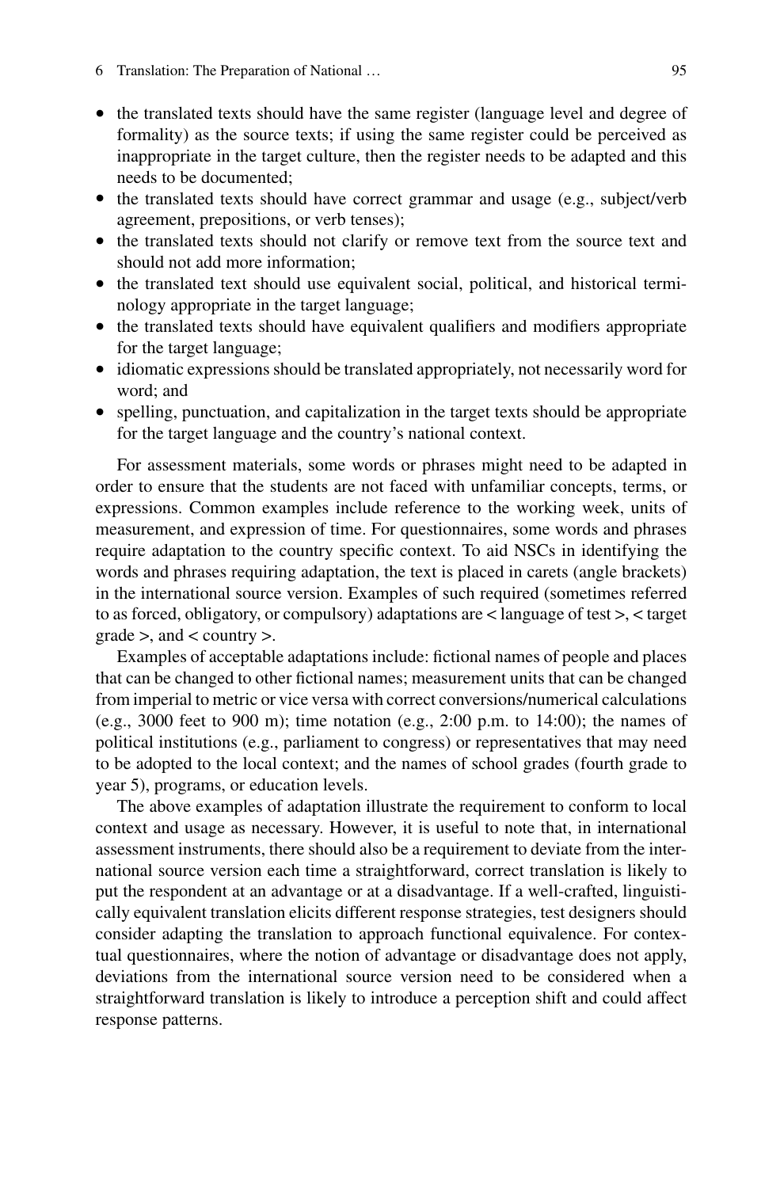- the translated texts should have the same register (language level and degree of formality) as the source texts; if using the same register could be perceived as inappropriate in the target culture, then the register needs to be adapted and this needs to be documented;
- the translated texts should have correct grammar and usage (e.g., subject/verb agreement, prepositions, or verb tenses);
- the translated texts should not clarify or remove text from the source text and should not add more information;
- the translated text should use equivalent social, political, and historical terminology appropriate in the target language;
- the translated texts should have equivalent qualifiers and modifiers appropriate for the target language;
- idiomatic expressions should be translated appropriately, not necessarily word for word; and
- spelling, punctuation, and capitalization in the target texts should be appropriate for the target language and the country's national context.

For assessment materials, some words or phrases might need to be adapted in order to ensure that the students are not faced with unfamiliar concepts, terms, or expressions. Common examples include reference to the working week, units of measurement, and expression of time. For questionnaires, some words and phrases require adaptation to the country specific context. To aid NSCs in identifying the words and phrases requiring adaptation, the text is placed in carets (angle brackets) in the international source version. Examples of such required (sometimes referred to as forced, obligatory, or compulsory) adaptations are < language of test >, < target grade >, and < country >.

Examples of acceptable adaptations include: fictional names of people and places that can be changed to other fictional names; measurement units that can be changed from imperial to metric or vice versa with correct conversions/numerical calculations (e.g., 3000 feet to 900 m); time notation (e.g., 2:00 p.m. to 14:00); the names of political institutions (e.g., parliament to congress) or representatives that may need to be adopted to the local context; and the names of school grades (fourth grade to year 5), programs, or education levels.

The above examples of adaptation illustrate the requirement to conform to local context and usage as necessary. However, it is useful to note that, in international assessment instruments, there should also be a requirement to deviate from the international source version each time a straightforward, correct translation is likely to put the respondent at an advantage or at a disadvantage. If a well-crafted, linguistically equivalent translation elicits different response strategies, test designers should consider adapting the translation to approach functional equivalence. For contextual questionnaires, where the notion of advantage or disadvantage does not apply, deviations from the international source version need to be considered when a straightforward translation is likely to introduce a perception shift and could affect response patterns.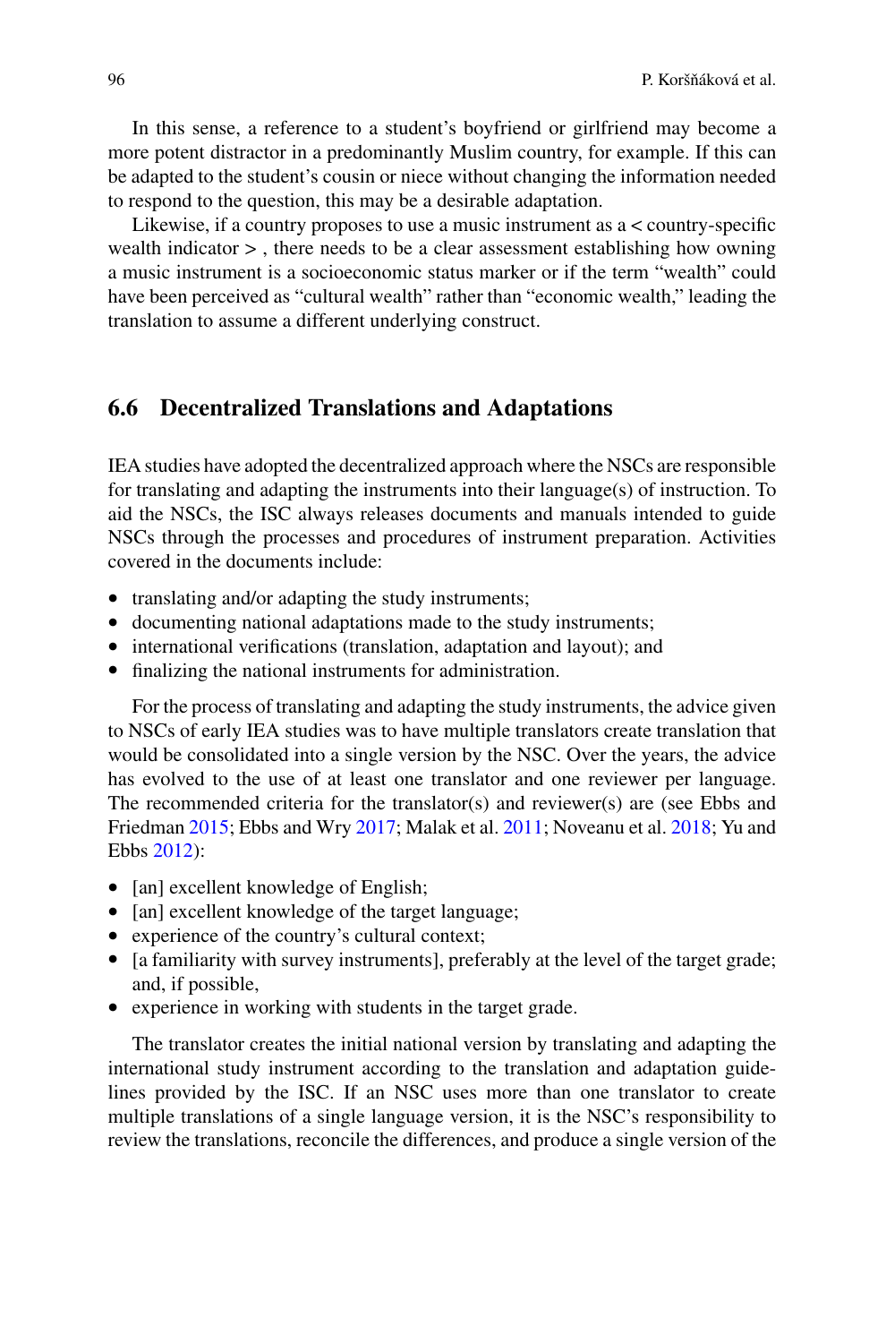In this sense, a reference to a student's boyfriend or girlfriend may become a more potent distractor in a predominantly Muslim country, for example. If this can be adapted to the student's cousin or niece without changing the information needed to respond to the question, this may be a desirable adaptation.

Likewise, if a country proposes to use a music instrument as a < country-specific wealth indicator > , there needs to be a clear assessment establishing how owning a music instrument is a socioeconomic status marker or if the term "wealth" could have been perceived as "cultural wealth" rather than "economic wealth," leading the translation to assume a different underlying construct.

## 6.6 Decentralized Translations and Adaptations

IEA studies have adopted the decentralized approach where the NSCs are responsible for translating and adapting the instruments into their language(s) of instruction. To aid the NSCs, the ISC always releases documents and manuals intended to guide NSCs through the processes and procedures of instrument preparation. Activities covered in the documents include:

- translating and/or adapting the study instruments;
- documenting national adaptations made to the study instruments;
- international verifications (translation, adaptation and layout); and
- finalizing the national instruments for administration.

For the process of translating and adapting the study instruments, the advice given to NSCs of early IEA studies was to have multiple translators create translation that would be consolidated into a single version by the NSC. Over the years, the advice has evolved to the use of at least one translator and one reviewer per language. The recommended criteria for the translator(s) and reviewer(s) are (see Ebbs and Friedman 2015; Ebbs and Wry 2017; Malak et al. 2011; Noveanu et al. 2018; Yu and Ebbs 2012):

- [an] excellent knowledge of English;
- [an] excellent knowledge of the target language;
- experience of the country's cultural context;
- [a familiarity with survey instruments], preferably at the level of the target grade; and, if possible,
- experience in working with students in the target grade.

The translator creates the initial national version by translating and adapting the international study instrument according to the translation and adaptation guidelines provided by the ISC. If an NSC uses more than one translator to create multiple translations of a single language version, it is the NSC's responsibility to review the translations, reconcile the differences, and produce a single version of the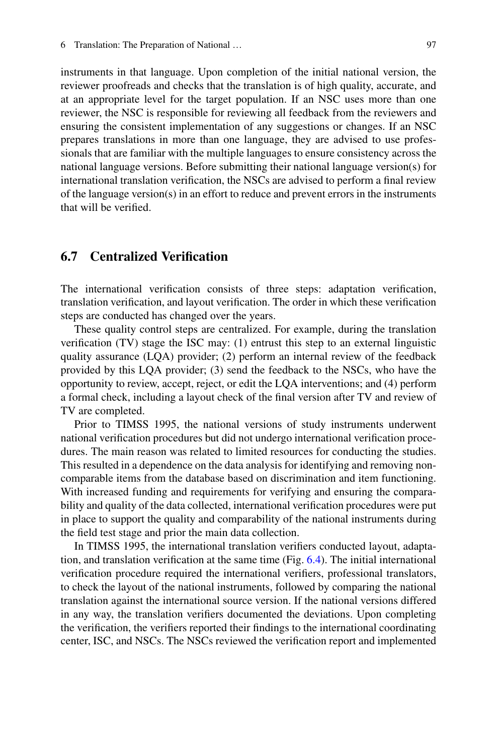instruments in that language. Upon completion of the initial national version, the reviewer proofreads and checks that the translation is of high quality, accurate, and at an appropriate level for the target population. If an NSC uses more than one reviewer, the NSC is responsible for reviewing all feedback from the reviewers and ensuring the consistent implementation of any suggestions or changes. If an NSC prepares translations in more than one language, they are advised to use professionals that are familiar with the multiple languages to ensure consistency across the national language versions. Before submitting their national language version(s) for international translation verification, the NSCs are advised to perform a final review of the language version(s) in an effort to reduce and prevent errors in the instruments that will be verified.

## 6.7 Centralized Verification

The international verification consists of three steps: adaptation verification, translation verification, and layout verification. The order in which these verification steps are conducted has changed over the years.

These quality control steps are centralized. For example, during the translation verification (TV) stage the ISC may: (1) entrust this step to an external linguistic quality assurance (LQA) provider; (2) perform an internal review of the feedback provided by this LQA provider; (3) send the feedback to the NSCs, who have the opportunity to review, accept, reject, or edit the LQA interventions; and (4) perform a formal check, including a layout check of the final version after TV and review of TV are completed.

Prior to TIMSS 1995, the national versions of study instruments underwent national verification procedures but did not undergo international verification procedures. The main reason was related to limited resources for conducting the studies. This resulted in a dependence on the data analysis for identifying and removing non-comparable items from the database based on discrimination and item functioning. With increased funding and requirements for verifying and ensuring the comparability and quality of the data collected, international verification procedures were put in place to support the quality and comparability of the national instruments during the field test stage and prior the main data collection.

In TIMSS 1995, the international translation verifiers conducted layout, adaptation, and translation verification at the same time (Fig. 6.4). The initial international verification procedure required the international verifiers, professional translators, to check the layout of the national instruments, followed by comparing the national translation against the international source version. If the national versions differed in any way, the translation verifiers documented the deviations. Upon completing the verification, the verifiers reported their findings to the international coordinating center, ISC, and NSCs. The NSCs reviewed the verification report and implemented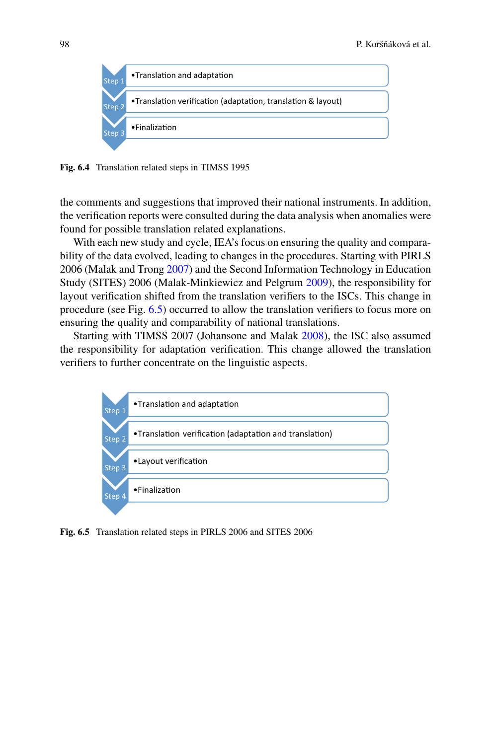| Step | |
|---|---|
| Step 1 | •Translation and adaptation |
| Step 2 | •Translation verification (adaptation, translation & layout) |
| Step 3 | •Finalization |

**Fig. 6.4** Translation related steps in TIMSS 1995

the comments and suggestions that improved their national instruments. In addition, the verification reports were consulted during the data analysis when anomalies were found for possible translation related explanations.

With each new study and cycle, IEA's focus on ensuring the quality and comparability of the data evolved, leading to changes in the procedures. Starting with PIRLS 2006 (Malak and Trong 2007) and the Second Information Technology in Education Study (SITES) 2006 (Malak-Minkiewicz and Pelgrum 2009), the responsibility for layout verification shifted from the translation verifiers to the ISCs. This change in procedure (see Fig. 6.5) occurred to allow the translation verifiers to focus more on ensuring the quality and comparability of national translations.

Starting with TIMSS 2007 (Johansone and Malak 2008), the ISC also assumed the responsibility for adaptation verification. This change allowed the translation verifiers to further concentrate on the linguistic aspects.

| Step | |
|---|---|
| Step 1 | •Translation and adaptation |
| Step 2 | •Translation verification (adaptation and translation) |
| Step 3 | •Layout verification |
| Step 4 | •Finalization |

**Fig. 6.5** Translation related steps in PIRLS 2006 and SITES 2006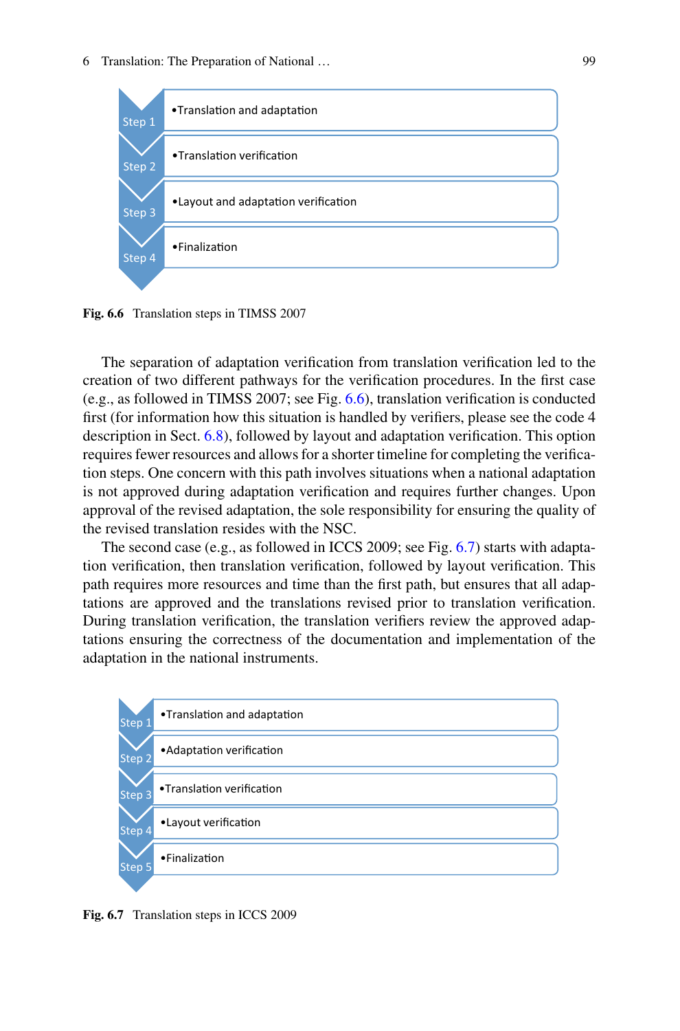- **Step 1** • Translation and adaptation
- **Step 2** • Translation verification
- **Step 3** • Layout and adaptation verification
- **Step 4** • Finalization

**Fig. 6.6** Translation steps in TIMSS 2007

The separation of adaptation verification from translation verification led to the creation of two different pathways for the verification procedures. In the first case (e.g., as followed in TIMSS 2007; see Fig. 6.6), translation verification is conducted first (for information how this situation is handled by verifiers, please see the code 4 description in Sect. 6.8), followed by layout and adaptation verification. This option requires fewer resources and allows for a shorter timeline for completing the verification steps. One concern with this path involves situations when a national adaptation is not approved during adaptation verification and requires further changes. Upon approval of the revised adaptation, the sole responsibility for ensuring the quality of the revised translation resides with the NSC.

The second case (e.g., as followed in ICCS 2009; see Fig. 6.7) starts with adaptation verification, then translation verification, followed by layout verification. This path requires more resources and time than the first path, but ensures that all adaptations are approved and the translations revised prior to translation verification. During translation verification, the translation verifiers review the approved adaptations ensuring the correctness of the documentation and implementation of the adaptation in the national instruments.

- **Step 1** • Translation and adaptation
- **Step 2** • Adaptation verification
- **Step 3** • Translation verification
- **Step 4** • Layout verification
- **Step 5** • Finalization

**Fig. 6.7** Translation steps in ICCS 2009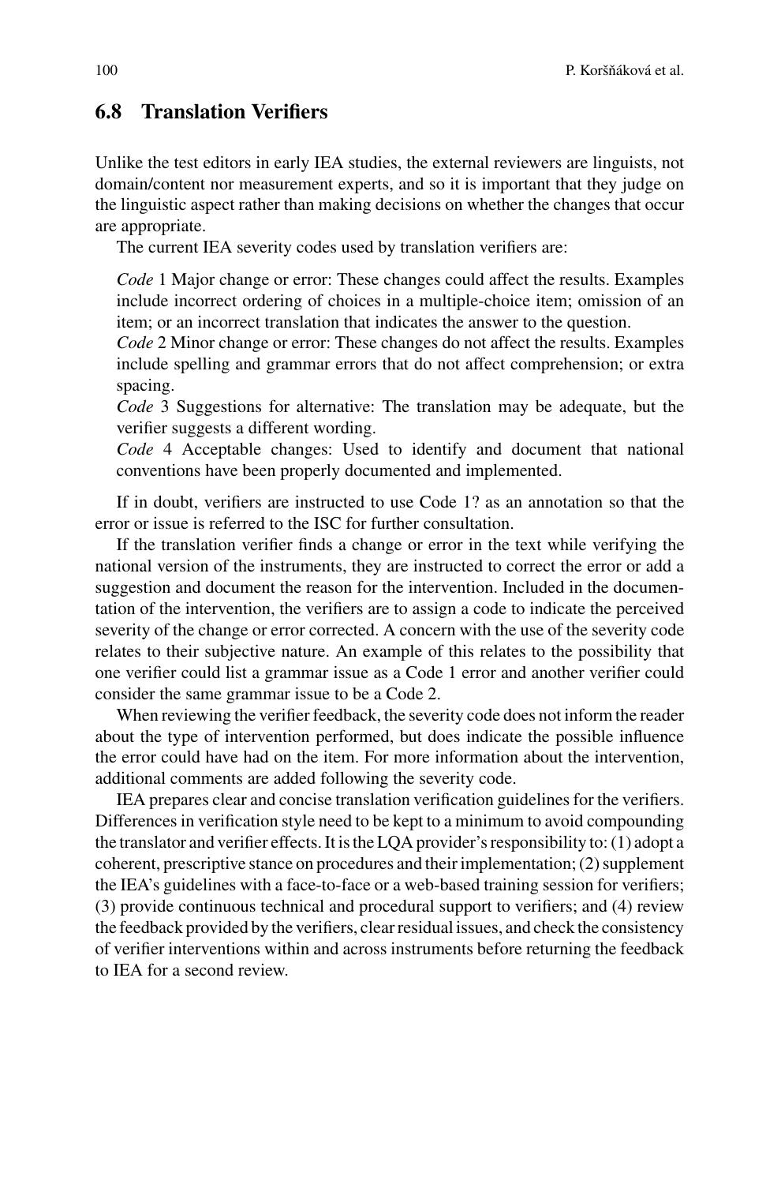## 6.8 Translation Verifiers

Unlike the test editors in early IEA studies, the external reviewers are linguists, not domain/content nor measurement experts, and so it is important that they judge on the linguistic aspect rather than making decisions on whether the changes that occur are appropriate.

The current IEA severity codes used by translation verifiers are:

> *Code* 1 Major change or error: These changes could affect the results. Examples include incorrect ordering of choices in a multiple-choice item; omission of an item; or an incorrect translation that indicates the answer to the question.
>
> *Code* 2 Minor change or error: These changes do not affect the results. Examples include spelling and grammar errors that do not affect comprehension; or extra spacing.
>
> *Code* 3 Suggestions for alternative: The translation may be adequate, but the verifier suggests a different wording.
>
> *Code* 4 Acceptable changes: Used to identify and document that national conventions have been properly documented and implemented.

If in doubt, verifiers are instructed to use Code 1? as an annotation so that the error or issue is referred to the ISC for further consultation.

If the translation verifier finds a change or error in the text while verifying the national version of the instruments, they are instructed to correct the error or add a suggestion and document the reason for the intervention. Included in the documentation of the intervention, the verifiers are to assign a code to indicate the perceived severity of the change or error corrected. A concern with the use of the severity code relates to their subjective nature. An example of this relates to the possibility that one verifier could list a grammar issue as a Code 1 error and another verifier could consider the same grammar issue to be a Code 2.

When reviewing the verifier feedback, the severity code does not inform the reader about the type of intervention performed, but does indicate the possible influence the error could have had on the item. For more information about the intervention, additional comments are added following the severity code.

IEA prepares clear and concise translation verification guidelines for the verifiers. Differences in verification style need to be kept to a minimum to avoid compounding the translator and verifier effects. It is the LQA provider's responsibility to: (1) adopt a coherent, prescriptive stance on procedures and their implementation; (2) supplement the IEA's guidelines with a face-to-face or a web-based training session for verifiers; (3) provide continuous technical and procedural support to verifiers; and (4) review the feedback provided by the verifiers, clear residual issues, and check the consistency of verifier interventions within and across instruments before returning the feedback to IEA for a second review.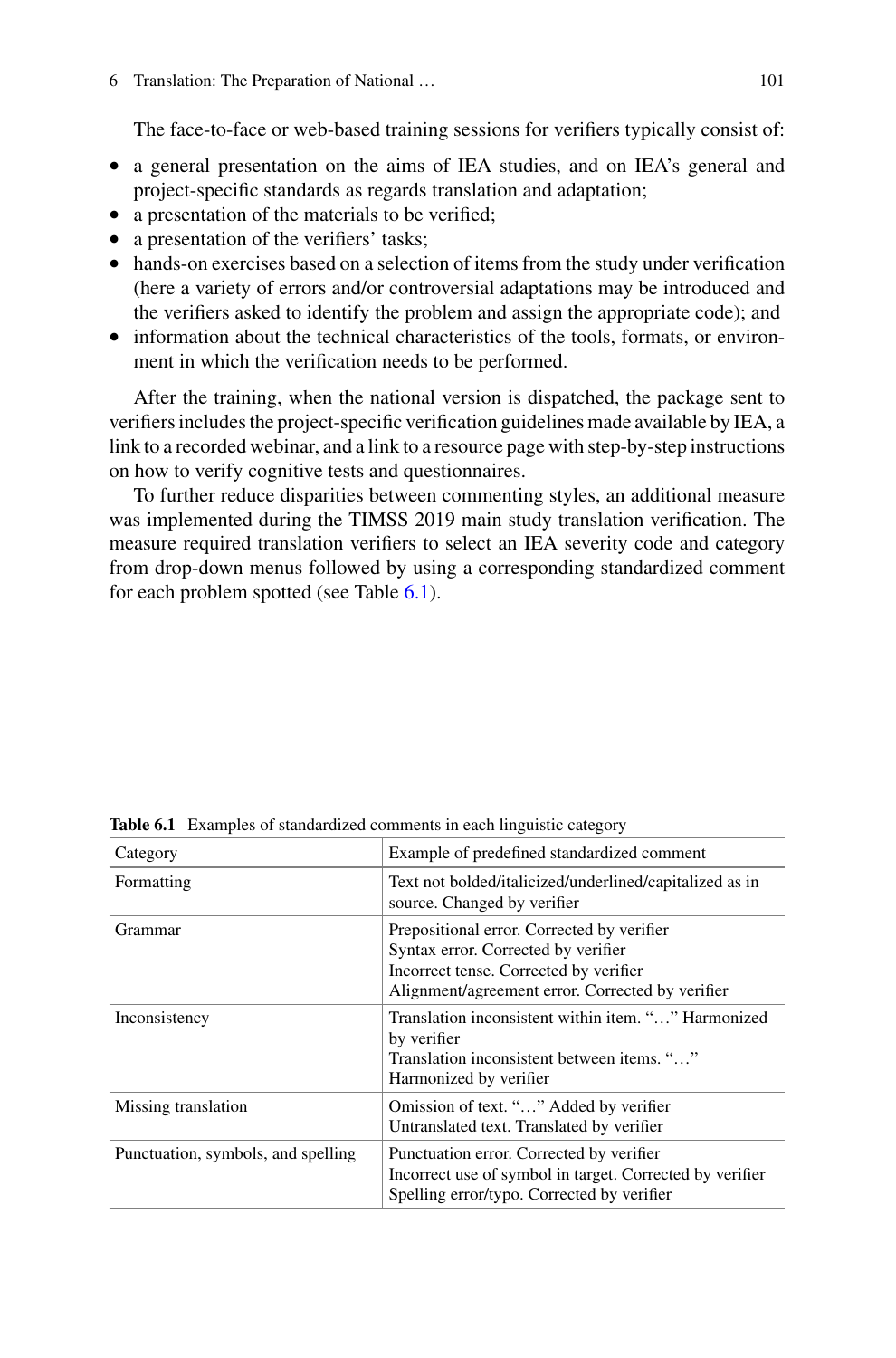The face-to-face or web-based training sessions for verifiers typically consist of:

- a general presentation on the aims of IEA studies, and on IEA's general and project-specific standards as regards translation and adaptation;
- a presentation of the materials to be verified;
- a presentation of the verifiers' tasks;
- hands-on exercises based on a selection of items from the study under verification (here a variety of errors and/or controversial adaptations may be introduced and the verifiers asked to identify the problem and assign the appropriate code); and
- information about the technical characteristics of the tools, formats, or environment in which the verification needs to be performed.

After the training, when the national version is dispatched, the package sent to verifiers includes the project-specific verification guidelines made available by IEA, a link to a recorded webinar, and a link to a resource page with step-by-step instructions on how to verify cognitive tests and questionnaires.

To further reduce disparities between commenting styles, an additional measure was implemented during the TIMSS 2019 main study translation verification. The measure required translation verifiers to select an IEA severity code and category from drop-down menus followed by using a corresponding standardized comment for each problem spotted (see Table 6.1).

**Table 6.1** Examples of standardized comments in each linguistic category

| Category | Example of predefined standardized comment |
|---|---|
| Formatting | Text not bolded/italicized/underlined/capitalized as in source. Changed by verifier |
| Grammar | Prepositional error. Corrected by verifier<br>Syntax error. Corrected by verifier<br>Incorrect tense. Corrected by verifier<br>Alignment/agreement error. Corrected by verifier |
| Inconsistency | Translation inconsistent within item. "…" Harmonized by verifier<br>Translation inconsistent between items. "…" Harmonized by verifier |
| Missing translation | Omission of text. "…" Added by verifier<br>Untranslated text. Translated by verifier |
| Punctuation, symbols, and spelling | Punctuation error. Corrected by verifier<br>Incorrect use of symbol in target. Corrected by verifier<br>Spelling error/typo. Corrected by verifier |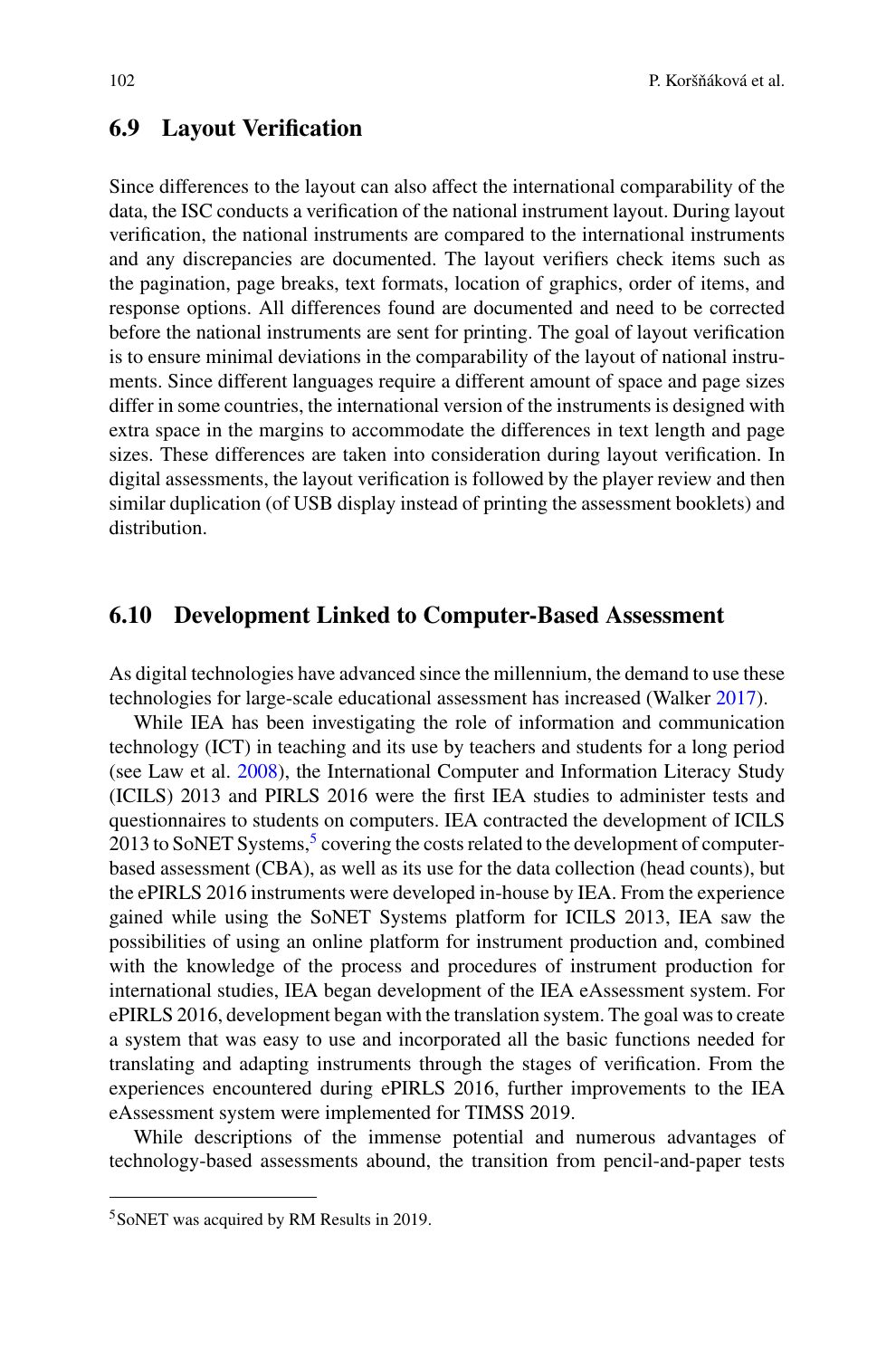## 6.9 Layout Verification

Since differences to the layout can also affect the international comparability of the data, the ISC conducts a verification of the national instrument layout. During layout verification, the national instruments are compared to the international instruments and any discrepancies are documented. The layout verifiers check items such as the pagination, page breaks, text formats, location of graphics, order of items, and response options. All differences found are documented and need to be corrected before the national instruments are sent for printing. The goal of layout verification is to ensure minimal deviations in the comparability of the layout of national instruments. Since different languages require a different amount of space and page sizes differ in some countries, the international version of the instruments is designed with extra space in the margins to accommodate the differences in text length and page sizes. These differences are taken into consideration during layout verification. In digital assessments, the layout verification is followed by the player review and then similar duplication (of USB display instead of printing the assessment booklets) and distribution.

## 6.10 Development Linked to Computer-Based Assessment

As digital technologies have advanced since the millennium, the demand to use these technologies for large-scale educational assessment has increased (Walker 2017).

While IEA has been investigating the role of information and communication technology (ICT) in teaching and its use by teachers and students for a long period (see Law et al. 2008), the International Computer and Information Literacy Study (ICILS) 2013 and PIRLS 2016 were the first IEA studies to administer tests and questionnaires to students on computers. IEA contracted the development of ICILS 2013 to SoNET Systems,[5] covering the costs related to the development of computer-based assessment (CBA), as well as its use for the data collection (head counts), but the ePIRLS 2016 instruments were developed in-house by IEA. From the experience gained while using the SoNET Systems platform for ICILS 2013, IEA saw the possibilities of using an online platform for instrument production and, combined with the knowledge of the process and procedures of instrument production for international studies, IEA began development of the IEA eAssessment system. For ePIRLS 2016, development began with the translation system. The goal was to create a system that was easy to use and incorporated all the basic functions needed for translating and adapting instruments through the stages of verification. From the experiences encountered during ePIRLS 2016, further improvements to the IEA eAssessment system were implemented for TIMSS 2019.

While descriptions of the immense potential and numerous advantages of technology-based assessments abound, the transition from pencil-and-paper tests

[5] SoNET was acquired by RM Results in 2019.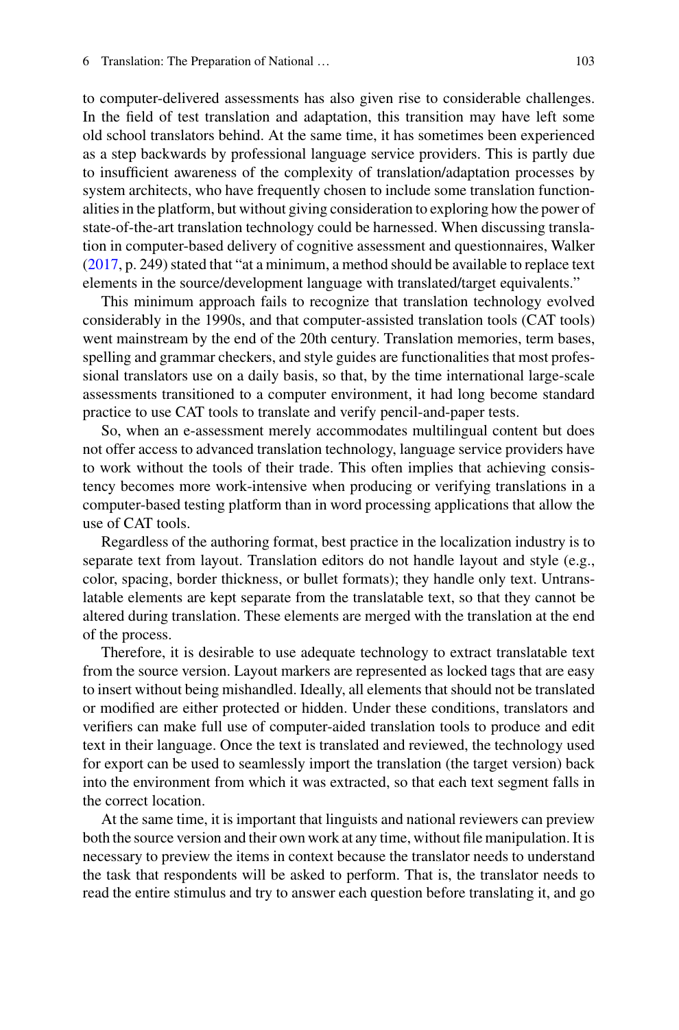to computer-delivered assessments has also given rise to considerable challenges. In the field of test translation and adaptation, this transition may have left some old school translators behind. At the same time, it has sometimes been experienced as a step backwards by professional language service providers. This is partly due to insufficient awareness of the complexity of translation/adaptation processes by system architects, who have frequently chosen to include some translation functionalities in the platform, but without giving consideration to exploring how the power of state-of-the-art translation technology could be harnessed. When discussing translation in computer-based delivery of cognitive assessment and questionnaires, Walker (2017, p. 249) stated that "at a minimum, a method should be available to replace text elements in the source/development language with translated/target equivalents."

This minimum approach fails to recognize that translation technology evolved considerably in the 1990s, and that computer-assisted translation tools (CAT tools) went mainstream by the end of the 20th century. Translation memories, term bases, spelling and grammar checkers, and style guides are functionalities that most professional translators use on a daily basis, so that, by the time international large-scale assessments transitioned to a computer environment, it had long become standard practice to use CAT tools to translate and verify pencil-and-paper tests.

So, when an e-assessment merely accommodates multilingual content but does not offer access to advanced translation technology, language service providers have to work without the tools of their trade. This often implies that achieving consistency becomes more work-intensive when producing or verifying translations in a computer-based testing platform than in word processing applications that allow the use of CAT tools.

Regardless of the authoring format, best practice in the localization industry is to separate text from layout. Translation editors do not handle layout and style (e.g., color, spacing, border thickness, or bullet formats); they handle only text. Untranslatable elements are kept separate from the translatable text, so that they cannot be altered during translation. These elements are merged with the translation at the end of the process.

Therefore, it is desirable to use adequate technology to extract translatable text from the source version. Layout markers are represented as locked tags that are easy to insert without being mishandled. Ideally, all elements that should not be translated or modified are either protected or hidden. Under these conditions, translators and verifiers can make full use of computer-aided translation tools to produce and edit text in their language. Once the text is translated and reviewed, the technology used for export can be used to seamlessly import the translation (the target version) back into the environment from which it was extracted, so that each text segment falls in the correct location.

At the same time, it is important that linguists and national reviewers can preview both the source version and their own work at any time, without file manipulation. It is necessary to preview the items in context because the translator needs to understand the task that respondents will be asked to perform. That is, the translator needs to read the entire stimulus and try to answer each question before translating it, and go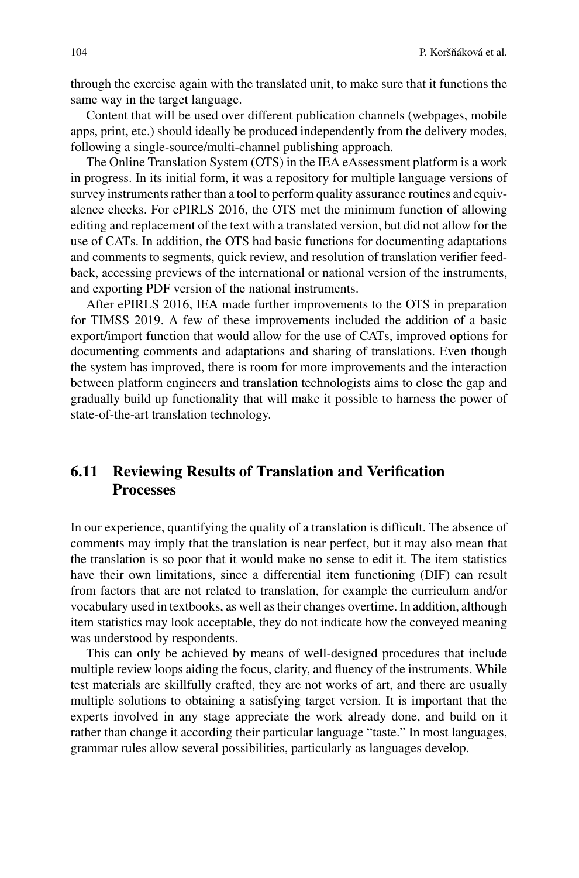through the exercise again with the translated unit, to make sure that it functions the same way in the target language.

Content that will be used over different publication channels (webpages, mobile apps, print, etc.) should ideally be produced independently from the delivery modes, following a single-source/multi-channel publishing approach.

The Online Translation System (OTS) in the IEA eAssessment platform is a work in progress. In its initial form, it was a repository for multiple language versions of survey instruments rather than a tool to perform quality assurance routines and equivalence checks. For ePIRLS 2016, the OTS met the minimum function of allowing editing and replacement of the text with a translated version, but did not allow for the use of CATs. In addition, the OTS had basic functions for documenting adaptations and comments to segments, quick review, and resolution of translation verifier feedback, accessing previews of the international or national version of the instruments, and exporting PDF version of the national instruments.

After ePIRLS 2016, IEA made further improvements to the OTS in preparation for TIMSS 2019. A few of these improvements included the addition of a basic export/import function that would allow for the use of CATs, improved options for documenting comments and adaptations and sharing of translations. Even though the system has improved, there is room for more improvements and the interaction between platform engineers and translation technologists aims to close the gap and gradually build up functionality that will make it possible to harness the power of state-of-the-art translation technology.

## 6.11 Reviewing Results of Translation and Verification Processes

In our experience, quantifying the quality of a translation is difficult. The absence of comments may imply that the translation is near perfect, but it may also mean that the translation is so poor that it would make no sense to edit it. The item statistics have their own limitations, since a differential item functioning (DIF) can result from factors that are not related to translation, for example the curriculum and/or vocabulary used in textbooks, as well as their changes overtime. In addition, although item statistics may look acceptable, they do not indicate how the conveyed meaning was understood by respondents.

This can only be achieved by means of well-designed procedures that include multiple review loops aiding the focus, clarity, and fluency of the instruments. While test materials are skillfully crafted, they are not works of art, and there are usually multiple solutions to obtaining a satisfying target version. It is important that the experts involved in any stage appreciate the work already done, and build on it rather than change it according their particular language "taste." In most languages, grammar rules allow several possibilities, particularly as languages develop.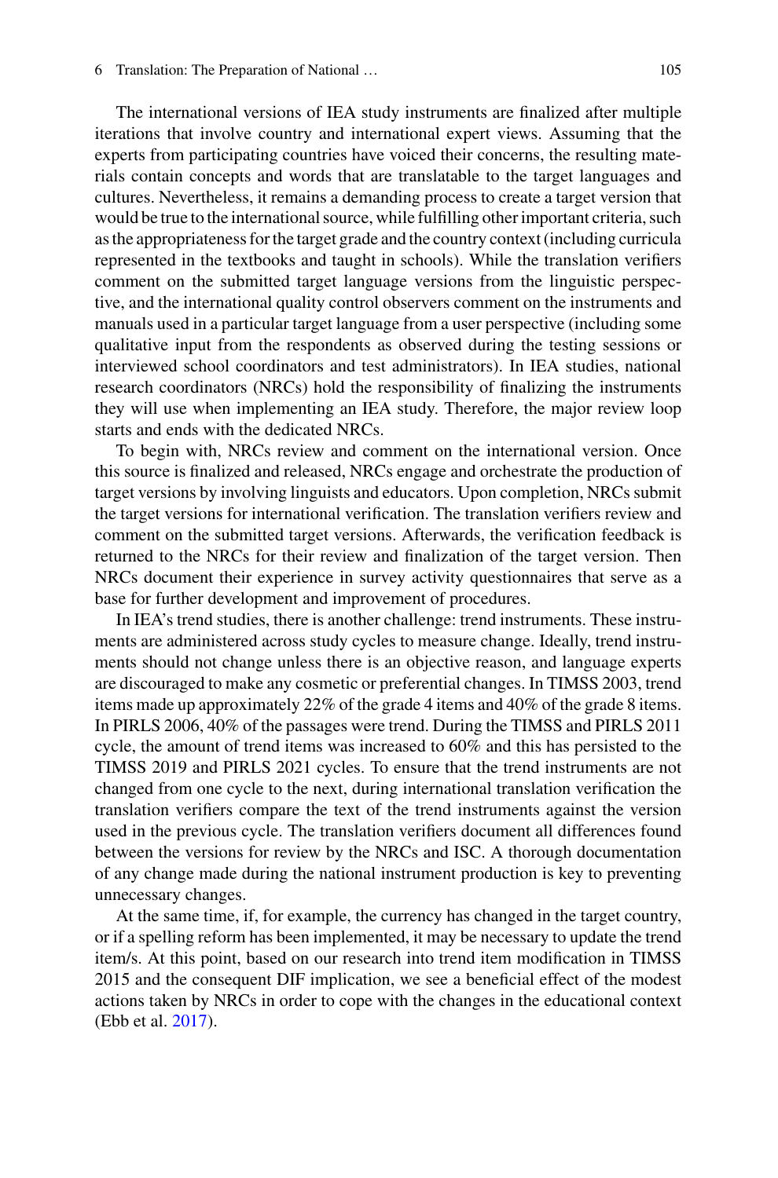The international versions of IEA study instruments are finalized after multiple iterations that involve country and international expert views. Assuming that the experts from participating countries have voiced their concerns, the resulting materials contain concepts and words that are translatable to the target languages and cultures. Nevertheless, it remains a demanding process to create a target version that would be true to the international source, while fulfilling other important criteria, such as the appropriateness for the target grade and the country context (including curricula represented in the textbooks and taught in schools). While the translation verifiers comment on the submitted target language versions from the linguistic perspective, and the international quality control observers comment on the instruments and manuals used in a particular target language from a user perspective (including some qualitative input from the respondents as observed during the testing sessions or interviewed school coordinators and test administrators). In IEA studies, national research coordinators (NRCs) hold the responsibility of finalizing the instruments they will use when implementing an IEA study. Therefore, the major review loop starts and ends with the dedicated NRCs.

To begin with, NRCs review and comment on the international version. Once this source is finalized and released, NRCs engage and orchestrate the production of target versions by involving linguists and educators. Upon completion, NRCs submit the target versions for international verification. The translation verifiers review and comment on the submitted target versions. Afterwards, the verification feedback is returned to the NRCs for their review and finalization of the target version. Then NRCs document their experience in survey activity questionnaires that serve as a base for further development and improvement of procedures.

In IEA's trend studies, there is another challenge: trend instruments. These instruments are administered across study cycles to measure change. Ideally, trend instruments should not change unless there is an objective reason, and language experts are discouraged to make any cosmetic or preferential changes. In TIMSS 2003, trend items made up approximately 22% of the grade 4 items and 40% of the grade 8 items. In PIRLS 2006, 40% of the passages were trend. During the TIMSS and PIRLS 2011 cycle, the amount of trend items was increased to 60% and this has persisted to the TIMSS 2019 and PIRLS 2021 cycles. To ensure that the trend instruments are not changed from one cycle to the next, during international translation verification the translation verifiers compare the text of the trend instruments against the version used in the previous cycle. The translation verifiers document all differences found between the versions for review by the NRCs and ISC. A thorough documentation of any change made during the national instrument production is key to preventing unnecessary changes.

At the same time, if, for example, the currency has changed in the target country, or if a spelling reform has been implemented, it may be necessary to update the trend item/s. At this point, based on our research into trend item modification in TIMSS 2015 and the consequent DIF implication, we see a beneficial effect of the modest actions taken by NRCs in order to cope with the changes in the educational context (Ebb et al. 2017).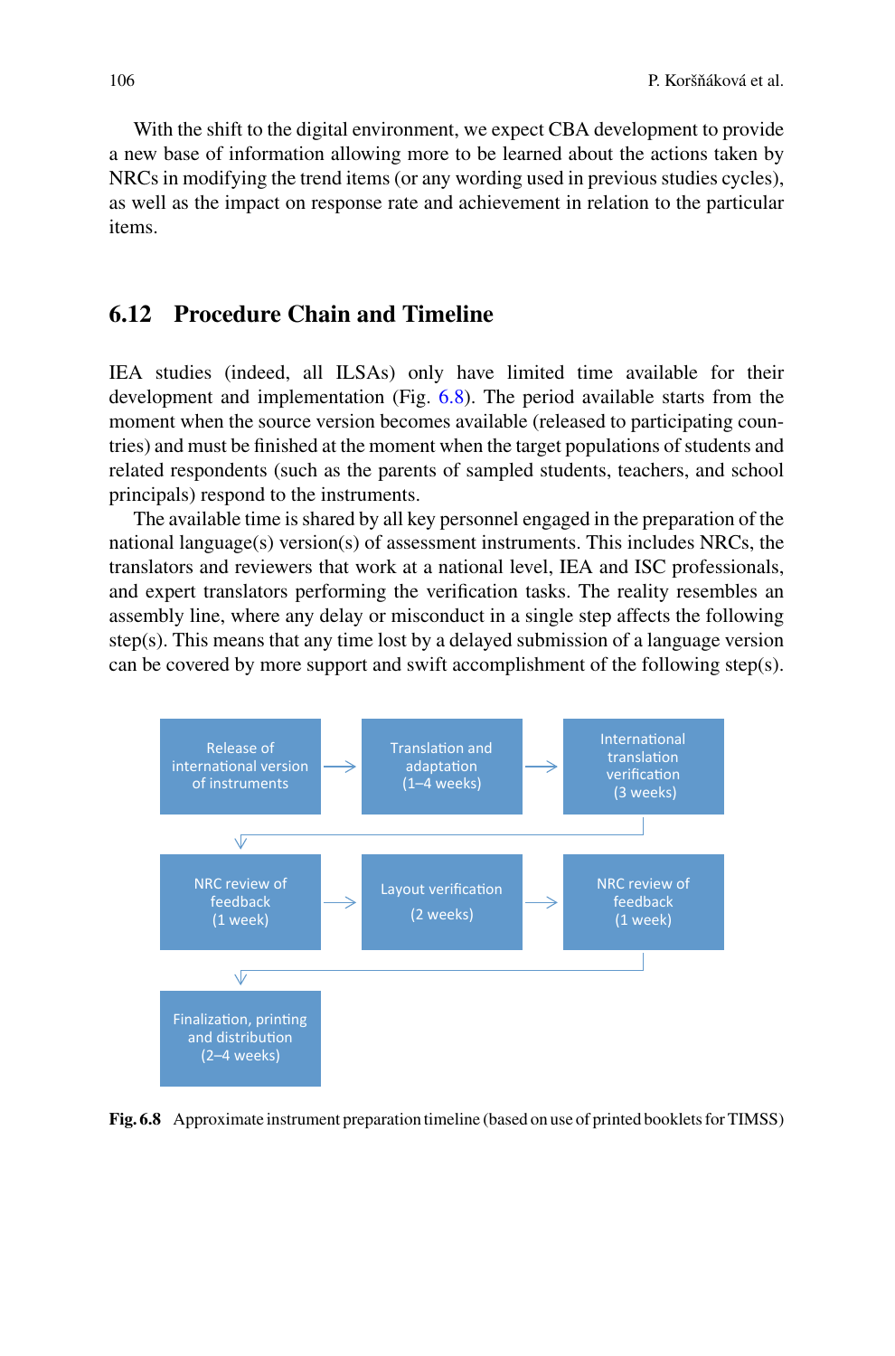With the shift to the digital environment, we expect CBA development to provide a new base of information allowing more to be learned about the actions taken by NRCs in modifying the trend items (or any wording used in previous studies cycles), as well as the impact on response rate and achievement in relation to the particular items.

## 6.12 Procedure Chain and Timeline

IEA studies (indeed, all ILSAs) only have limited time available for their development and implementation (Fig. 6.8). The period available starts from the moment when the source version becomes available (released to participating countries) and must be finished at the moment when the target populations of students and related respondents (such as the parents of sampled students, teachers, and school principals) respond to the instruments.

The available time is shared by all key personnel engaged in the preparation of the national language(s) version(s) of assessment instruments. This includes NRCs, the translators and reviewers that work at a national level, IEA and ISC professionals, and expert translators performing the verification tasks. The reality resembles an assembly line, where any delay or misconduct in a single step affects the following step(s). This means that any time lost by a delayed submission of a language version can be covered by more support and swift accomplishment of the following step(s).

Release of international version of instruments → Translation and adaptation (1–4 weeks) → International translation verification (3 weeks) → NRC review of feedback (1 week) → Layout verification (2 weeks) → NRC review of feedback (1 week) → Finalization, printing and distribution (2–4 weeks)

**Fig. 6.8** Approximate instrument preparation timeline (based on use of printed booklets for TIMSS)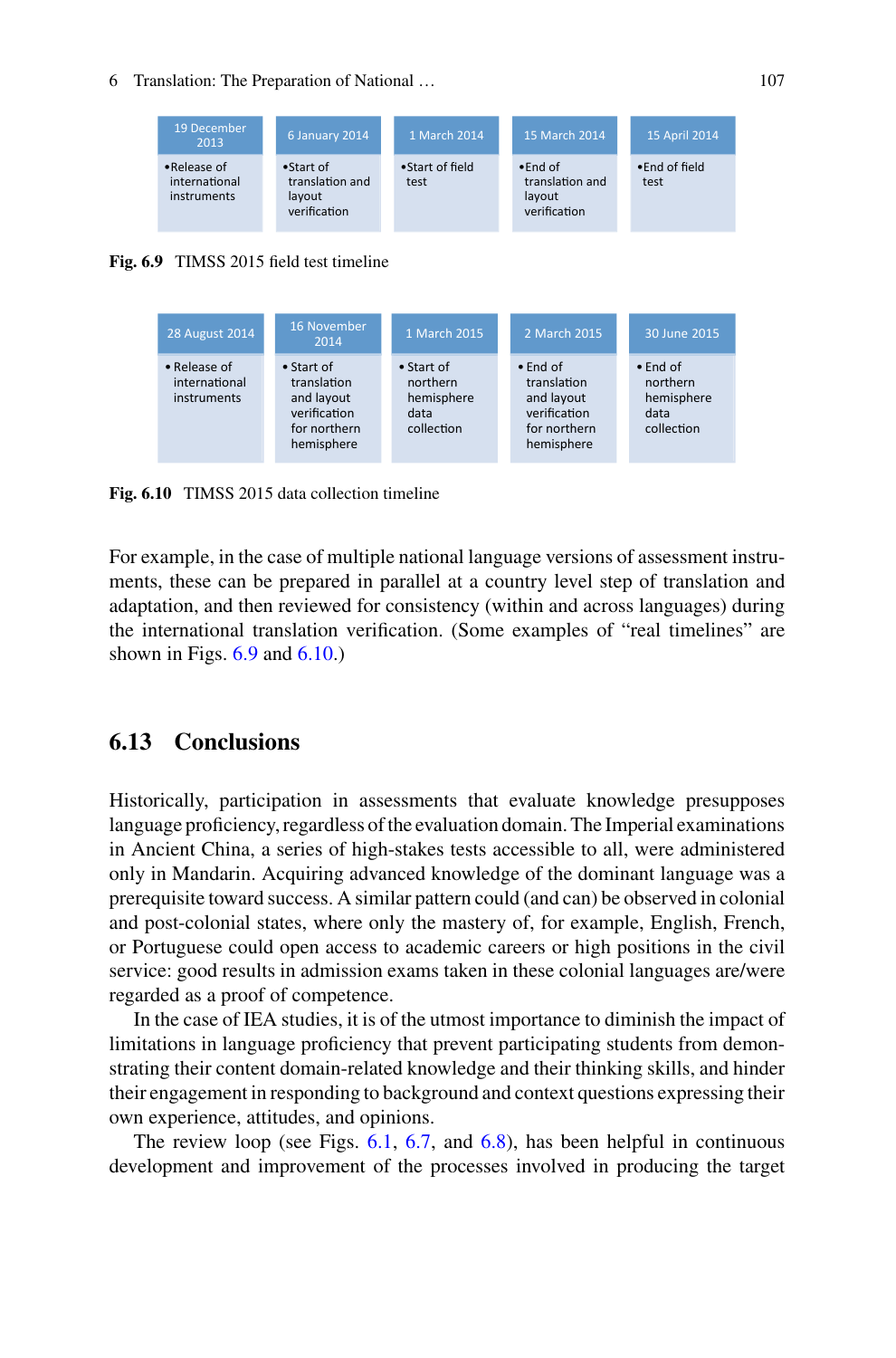| 19 December 2013 | 6 January 2014 | 1 March 2014 | 15 March 2014 | 15 April 2014 |
|---|---|---|---|---|
| •Release of international instruments | •Start of translation and layout verification | •Start of field test | •End of translation and layout verification | •End of field test |

**Fig. 6.9** TIMSS 2015 field test timeline

| 28 August 2014 | 16 November 2014 | 1 March 2015 | 2 March 2015 | 30 June 2015 |
|---|---|---|---|---|
| • Release of international instruments | • Start of translation and layout verification for northern hemisphere | • Start of northern hemisphere data collection | • End of translation and layout verification for northern hemisphere | • End of northern hemisphere data collection |

**Fig. 6.10** TIMSS 2015 data collection timeline

For example, in the case of multiple national language versions of assessment instruments, these can be prepared in parallel at a country level step of translation and adaptation, and then reviewed for consistency (within and across languages) during the international translation verification. (Some examples of "real timelines" are shown in Figs. 6.9 and 6.10.)

## 6.13 Conclusions

Historically, participation in assessments that evaluate knowledge presupposes language proficiency, regardless of the evaluation domain. The Imperial examinations in Ancient China, a series of high-stakes tests accessible to all, were administered only in Mandarin. Acquiring advanced knowledge of the dominant language was a prerequisite toward success. A similar pattern could (and can) be observed in colonial and post-colonial states, where only the mastery of, for example, English, French, or Portuguese could open access to academic careers or high positions in the civil service: good results in admission exams taken in these colonial languages are/were regarded as a proof of competence.

In the case of IEA studies, it is of the utmost importance to diminish the impact of limitations in language proficiency that prevent participating students from demonstrating their content domain-related knowledge and their thinking skills, and hinder their engagement in responding to background and context questions expressing their own experience, attitudes, and opinions.

The review loop (see Figs. 6.1, 6.7, and 6.8), has been helpful in continuous development and improvement of the processes involved in producing the target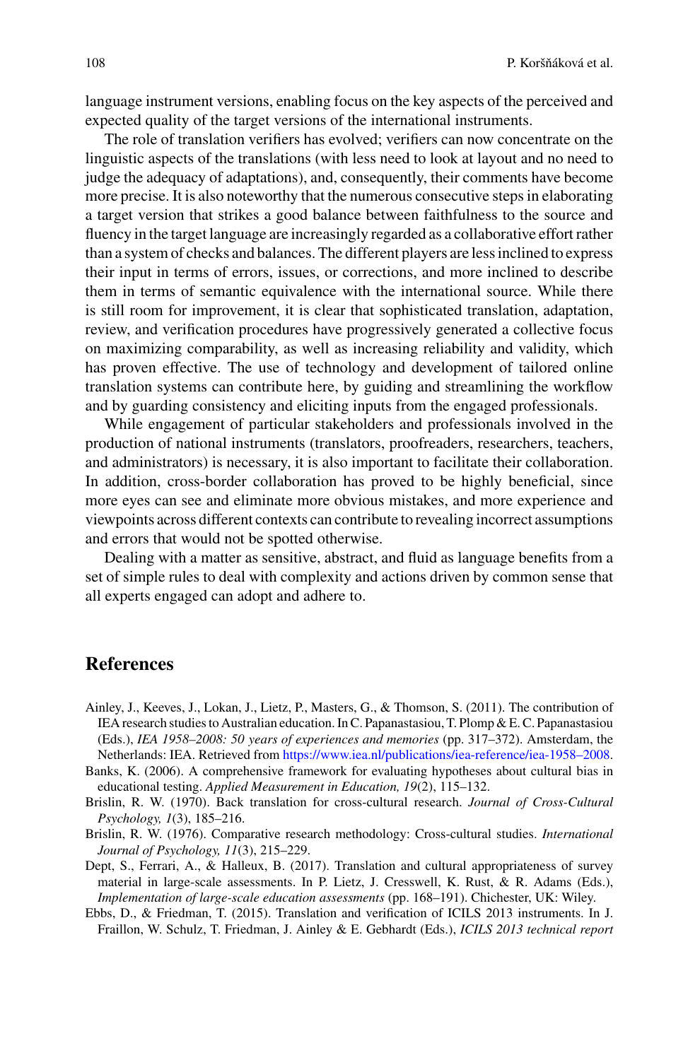language instrument versions, enabling focus on the key aspects of the perceived and expected quality of the target versions of the international instruments.

The role of translation verifiers has evolved; verifiers can now concentrate on the linguistic aspects of the translations (with less need to look at layout and no need to judge the adequacy of adaptations), and, consequently, their comments have become more precise. It is also noteworthy that the numerous consecutive steps in elaborating a target version that strikes a good balance between faithfulness to the source and fluency in the target language are increasingly regarded as a collaborative effort rather than a system of checks and balances. The different players are less inclined to express their input in terms of errors, issues, or corrections, and more inclined to describe them in terms of semantic equivalence with the international source. While there is still room for improvement, it is clear that sophisticated translation, adaptation, review, and verification procedures have progressively generated a collective focus on maximizing comparability, as well as increasing reliability and validity, which has proven effective. The use of technology and development of tailored online translation systems can contribute here, by guiding and streamlining the workflow and by guarding consistency and eliciting inputs from the engaged professionals.

While engagement of particular stakeholders and professionals involved in the production of national instruments (translators, proofreaders, researchers, teachers, and administrators) is necessary, it is also important to facilitate their collaboration. In addition, cross-border collaboration has proved to be highly beneficial, since more eyes can see and eliminate more obvious mistakes, and more experience and viewpoints across different contexts can contribute to revealing incorrect assumptions and errors that would not be spotted otherwise.

Dealing with a matter as sensitive, abstract, and fluid as language benefits from a set of simple rules to deal with complexity and actions driven by common sense that all experts engaged can adopt and adhere to.

## References

Ainley, J., Keeves, J., Lokan, J., Lietz, P., Masters, G., & Thomson, S. (2011). The contribution of IEA research studies to Australian education. In C. Papanastasiou, T. Plomp & E. C. Papanastasiou (Eds.), *IEA 1958–2008: 50 years of experiences and memories* (pp. 317–372). Amsterdam, the Netherlands: IEA. Retrieved from https://www.iea.nl/publications/iea-reference/iea-1958–2008.

Banks, K. (2006). A comprehensive framework for evaluating hypotheses about cultural bias in educational testing. *Applied Measurement in Education, 19*(2), 115–132.

Brislin, R. W. (1970). Back translation for cross-cultural research. *Journal of Cross-Cultural Psychology, 1*(3), 185–216.

Brislin, R. W. (1976). Comparative research methodology: Cross-cultural studies. *International Journal of Psychology, 11*(3), 215–229.

Dept, S., Ferrari, A., & Halleux, B. (2017). Translation and cultural appropriateness of survey material in large-scale assessments. In P. Lietz, J. Cresswell, K. Rust, & R. Adams (Eds.), *Implementation of large-scale education assessments* (pp. 168–191). Chichester, UK: Wiley.

Ebbs, D., & Friedman, T. (2015). Translation and verification of ICILS 2013 instruments. In J. Fraillon, W. Schulz, T. Friedman, J. Ainley & E. Gebhardt (Eds.), *ICILS 2013 technical report*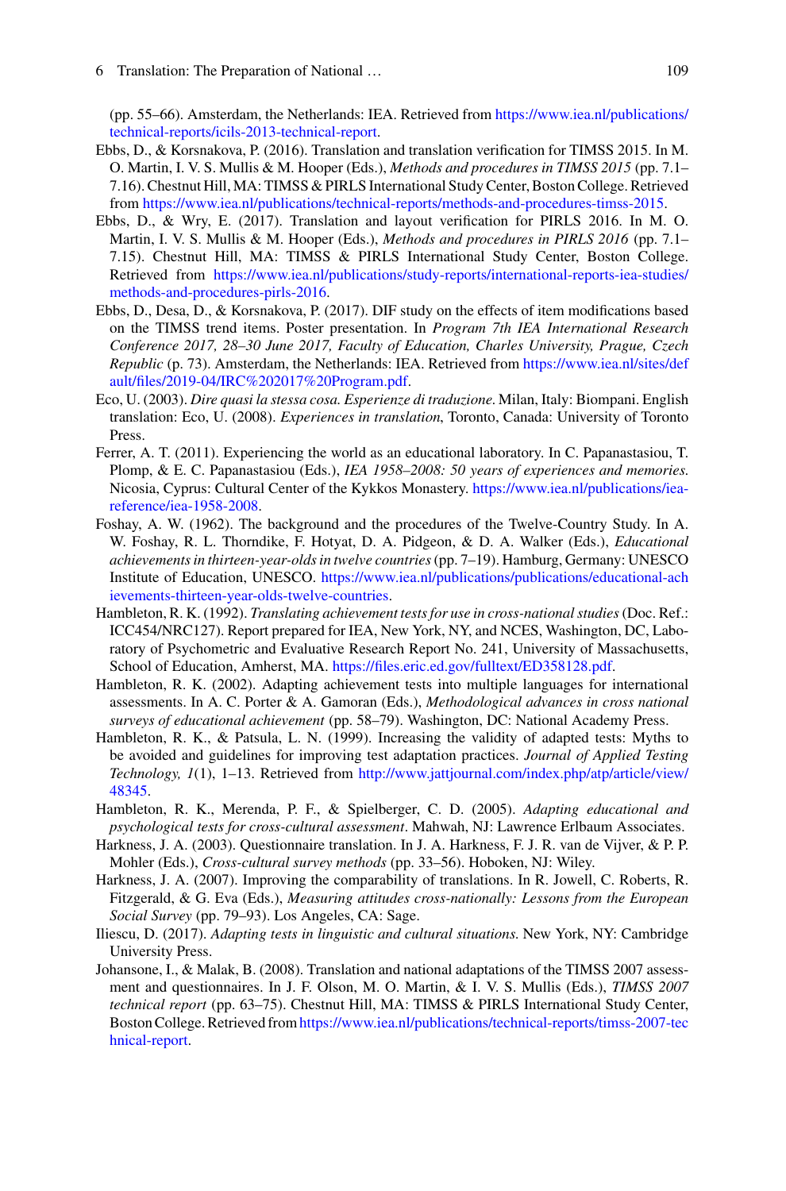(pp. 55–66). Amsterdam, the Netherlands: IEA. Retrieved from https://www.iea.nl/publications/technical-reports/icils-2013-technical-report.

Ebbs, D., & Korsnakova, P. (2016). Translation and translation verification for TIMSS 2015. In M. O. Martin, I. V. S. Mullis & M. Hooper (Eds.), *Methods and procedures in TIMSS 2015* (pp. 7.1–7.16). Chestnut Hill, MA: TIMSS & PIRLS International Study Center, Boston College. Retrieved from https://www.iea.nl/publications/technical-reports/methods-and-procedures-timss-2015.

Ebbs, D., & Wry, E. (2017). Translation and layout verification for PIRLS 2016. In M. O. Martin, I. V. S. Mullis & M. Hooper (Eds.), *Methods and procedures in PIRLS 2016* (pp. 7.1–7.15). Chestnut Hill, MA: TIMSS & PIRLS International Study Center, Boston College. Retrieved from https://www.iea.nl/publications/study-reports/international-reports-iea-studies/methods-and-procedures-pirls-2016.

Ebbs, D., Desa, D., & Korsnakova, P. (2017). DIF study on the effects of item modifications based on the TIMSS trend items. Poster presentation. In *Program 7th IEA International Research Conference 2017, 28–30 June 2017, Faculty of Education, Charles University, Prague, Czech Republic* (p. 73). Amsterdam, the Netherlands: IEA. Retrieved from https://www.iea.nl/sites/default/files/2019-04/IRC%202017%20Program.pdf.

Eco, U. (2003). *Dire quasi la stessa cosa. Esperienze di traduzione*. Milan, Italy: Biompani. English translation: Eco, U. (2008). *Experiences in translation*, Toronto, Canada: University of Toronto Press.

Ferrer, A. T. (2011). Experiencing the world as an educational laboratory. In C. Papanastasiou, T. Plomp, & E. C. Papanastasiou (Eds.), *IEA 1958–2008: 50 years of experiences and memories*. Nicosia, Cyprus: Cultural Center of the Kykkos Monastery. https://www.iea.nl/publications/iea-reference/iea-1958-2008.

Foshay, A. W. (1962). The background and the procedures of the Twelve-Country Study. In A. W. Foshay, R. L. Thorndike, F. Hotyat, D. A. Pidgeon, & D. A. Walker (Eds.), *Educational achievements in thirteen-year-olds in twelve countries* (pp. 7–19). Hamburg, Germany: UNESCO Institute of Education, UNESCO. https://www.iea.nl/publications/publications/educational-achievements-thirteen-year-olds-twelve-countries.

Hambleton, R. K. (1992). *Translating achievement tests for use in cross-national studies* (Doc. Ref.: ICC454/NRC127). Report prepared for IEA, New York, NY, and NCES, Washington, DC, Laboratory of Psychometric and Evaluative Research Report No. 241, University of Massachusetts, School of Education, Amherst, MA. https://files.eric.ed.gov/fulltext/ED358128.pdf.

Hambleton, R. K. (2002). Adapting achievement tests into multiple languages for international assessments. In A. C. Porter & A. Gamoran (Eds.), *Methodological advances in cross national surveys of educational achievement* (pp. 58–79). Washington, DC: National Academy Press.

Hambleton, R. K., & Patsula, L. N. (1999). Increasing the validity of adapted tests: Myths to be avoided and guidelines for improving test adaptation practices. *Journal of Applied Testing Technology, 1*(1), 1–13. Retrieved from http://www.jattjournal.com/index.php/atp/article/view/48345.

Hambleton, R. K., Merenda, P. F., & Spielberger, C. D. (2005). *Adapting educational and psychological tests for cross-cultural assessment*. Mahwah, NJ: Lawrence Erlbaum Associates.

Harkness, J. A. (2003). Questionnaire translation. In J. A. Harkness, F. J. R. van de Vijver, & P. P. Mohler (Eds.), *Cross-cultural survey methods* (pp. 33–56). Hoboken, NJ: Wiley.

Harkness, J. A. (2007). Improving the comparability of translations. In R. Jowell, C. Roberts, R. Fitzgerald, & G. Eva (Eds.), *Measuring attitudes cross-nationally: Lessons from the European Social Survey* (pp. 79–93). Los Angeles, CA: Sage.

Iliescu, D. (2017). *Adapting tests in linguistic and cultural situations*. New York, NY: Cambridge University Press.

Johansone, I., & Malak, B. (2008). Translation and national adaptations of the TIMSS 2007 assessment and questionnaires. In J. F. Olson, M. O. Martin, & I. V. S. Mullis (Eds.), *TIMSS 2007 technical report* (pp. 63–75). Chestnut Hill, MA: TIMSS & PIRLS International Study Center, Boston College. Retrieved from https://www.iea.nl/publications/technical-reports/timss-2007-technical-report.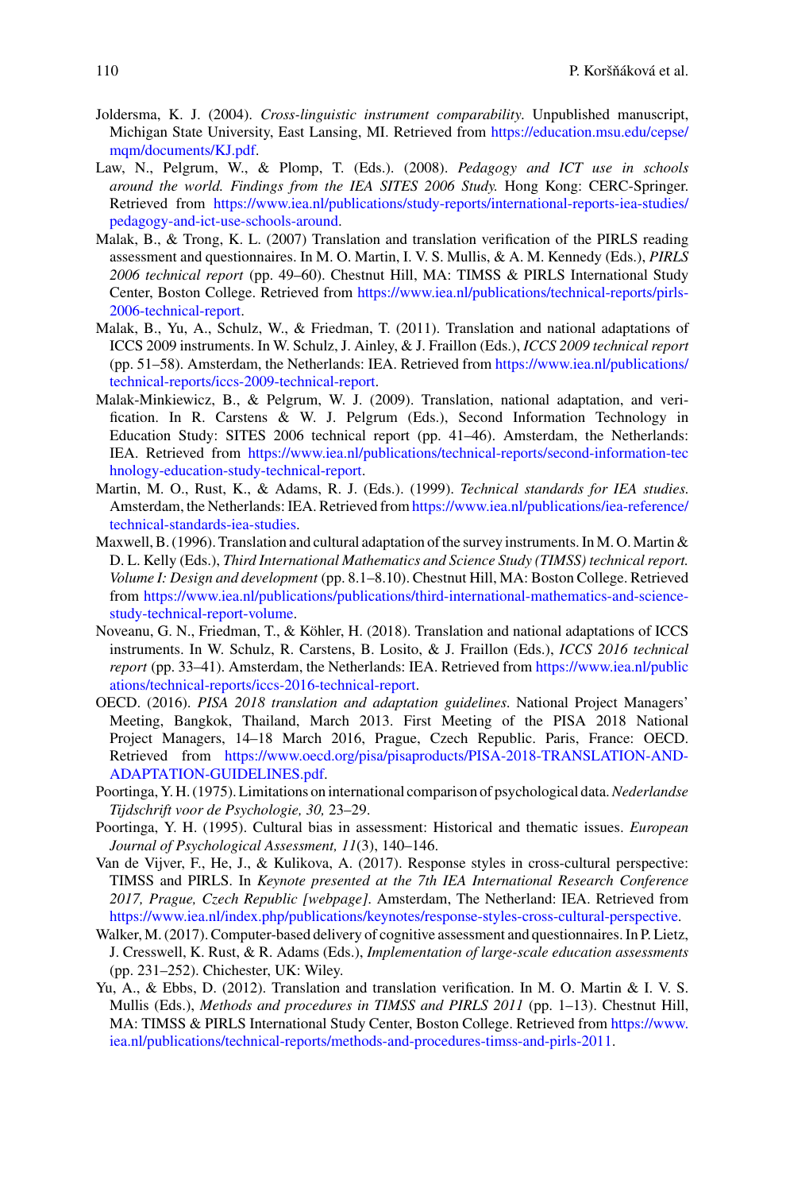Joldersma, K. J. (2004). *Cross-linguistic instrument comparability*. Unpublished manuscript, Michigan State University, East Lansing, MI. Retrieved from https://education.msu.edu/cepse/mqm/documents/KJ.pdf.

Law, N., Pelgrum, W., & Plomp, T. (Eds.). (2008). *Pedagogy and ICT use in schools around the world. Findings from the IEA SITES 2006 Study.* Hong Kong: CERC-Springer. Retrieved from https://www.iea.nl/publications/study-reports/international-reports-iea-studies/pedagogy-and-ict-use-schools-around.

Malak, B., & Trong, K. L. (2007) Translation and translation verification of the PIRLS reading assessment and questionnaires. In M. O. Martin, I. V. S. Mullis, & A. M. Kennedy (Eds.), *PIRLS 2006 technical report* (pp. 49–60). Chestnut Hill, MA: TIMSS & PIRLS International Study Center, Boston College. Retrieved from https://www.iea.nl/publications/technical-reports/pirls-2006-technical-report.

Malak, B., Yu, A., Schulz, W., & Friedman, T. (2011). Translation and national adaptations of ICCS 2009 instruments. In W. Schulz, J. Ainley, & J. Fraillon (Eds.), *ICCS 2009 technical report* (pp. 51–58). Amsterdam, the Netherlands: IEA. Retrieved from https://www.iea.nl/publications/technical-reports/iccs-2009-technical-report.

Malak-Minkiewicz, B., & Pelgrum, W. J. (2009). Translation, national adaptation, and verification. In R. Carstens & W. J. Pelgrum (Eds.), Second Information Technology in Education Study: SITES 2006 technical report (pp. 41–46). Amsterdam, the Netherlands: IEA. Retrieved from https://www.iea.nl/publications/technical-reports/second-information-technology-education-study-technical-report.

Martin, M. O., Rust, K., & Adams, R. J. (Eds.). (1999). *Technical standards for IEA studies.* Amsterdam, the Netherlands: IEA. Retrieved from https://www.iea.nl/publications/iea-reference/technical-standards-iea-studies.

Maxwell, B. (1996). Translation and cultural adaptation of the survey instruments. In M. O. Martin & D. L. Kelly (Eds.), *Third International Mathematics and Science Study (TIMSS) technical report. Volume I: Design and development* (pp. 8.1–8.10). Chestnut Hill, MA: Boston College. Retrieved from https://www.iea.nl/publications/publications/third-international-mathematics-and-science-study-technical-report-volume.

Noveanu, G. N., Friedman, T., & Köhler, H. (2018). Translation and national adaptations of ICCS instruments. In W. Schulz, R. Carstens, B. Losito, & J. Fraillon (Eds.), *ICCS 2016 technical report* (pp. 33–41). Amsterdam, the Netherlands: IEA. Retrieved from https://www.iea.nl/publications/technical-reports/iccs-2016-technical-report.

OECD. (2016). *PISA 2018 translation and adaptation guidelines.* National Project Managers' Meeting, Bangkok, Thailand, March 2013. First Meeting of the PISA 2018 National Project Managers, 14–18 March 2016, Prague, Czech Republic. Paris, France: OECD. Retrieved from https://www.oecd.org/pisa/pisaproducts/PISA-2018-TRANSLATION-AND-ADAPTATION-GUIDELINES.pdf.

Poortinga, Y. H. (1975). Limitations on international comparison of psychological data. *Nederlandse Tijdschrift voor de Psychologie, 30,* 23–29.

Poortinga, Y. H. (1995). Cultural bias in assessment: Historical and thematic issues. *European Journal of Psychological Assessment, 11*(3), 140–146.

Van de Vijver, F., He, J., & Kulikova, A. (2017). Response styles in cross-cultural perspective: TIMSS and PIRLS. In *Keynote presented at the 7th IEA International Research Conference 2017, Prague, Czech Republic [webpage].* Amsterdam, The Netherland: IEA. Retrieved from https://www.iea.nl/index.php/publications/keynotes/response-styles-cross-cultural-perspective.

Walker, M. (2017). Computer-based delivery of cognitive assessment and questionnaires. In P. Lietz, J. Cresswell, K. Rust, & R. Adams (Eds.), *Implementation of large-scale education assessments* (pp. 231–252). Chichester, UK: Wiley.

Yu, A., & Ebbs, D. (2012). Translation and translation verification. In M. O. Martin & I. V. S. Mullis (Eds.), *Methods and procedures in TIMSS and PIRLS 2011* (pp. 1–13). Chestnut Hill, MA: TIMSS & PIRLS International Study Center, Boston College. Retrieved from https://www.iea.nl/publications/technical-reports/methods-and-procedures-timss-and-pirls-2011.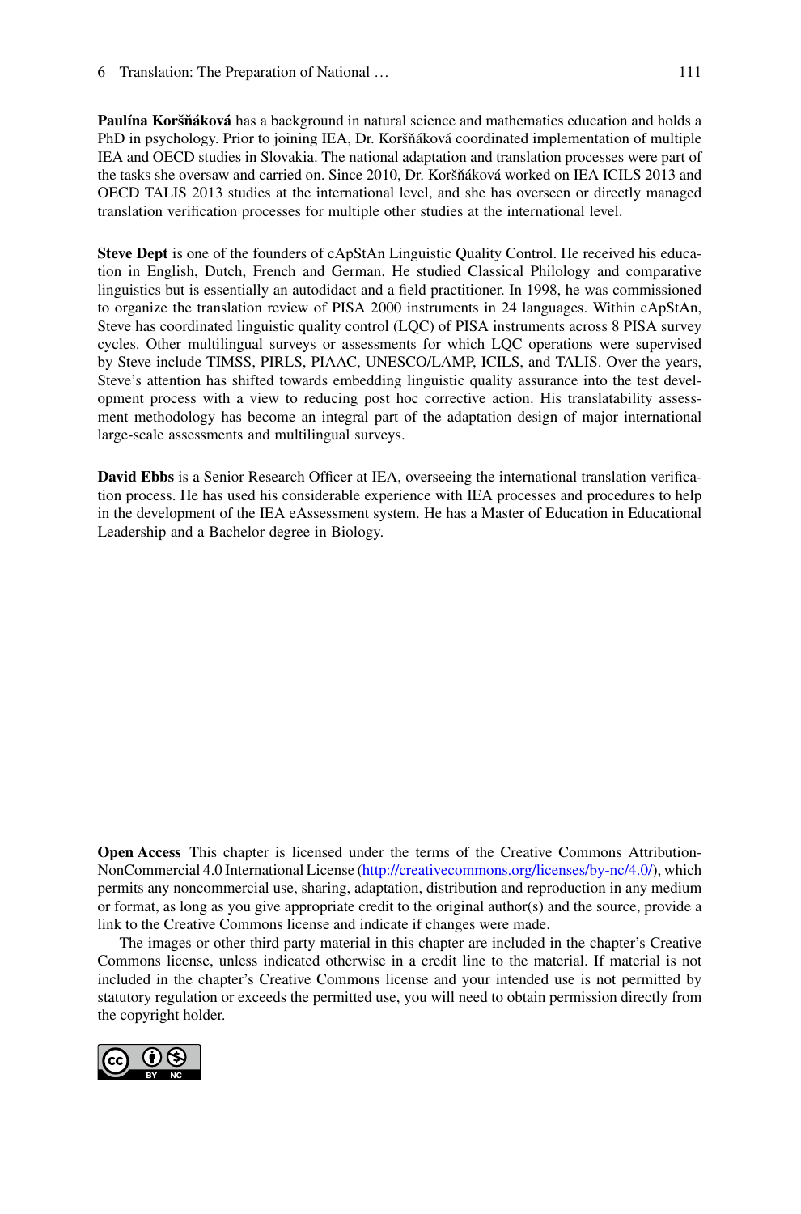**Paulína Koršňáková** has a background in natural science and mathematics education and holds a PhD in psychology. Prior to joining IEA, Dr. Koršňáková coordinated implementation of multiple IEA and OECD studies in Slovakia. The national adaptation and translation processes were part of the tasks she oversaw and carried on. Since 2010, Dr. Koršňáková worked on IEA ICILS 2013 and OECD TALIS 2013 studies at the international level, and she has overseen or directly managed translation verification processes for multiple other studies at the international level.

**Steve Dept** is one of the founders of cApStAn Linguistic Quality Control. He received his education in English, Dutch, French and German. He studied Classical Philology and comparative linguistics but is essentially an autodidact and a field practitioner. In 1998, he was commissioned to organize the translation review of PISA 2000 instruments in 24 languages. Within cApStAn, Steve has coordinated linguistic quality control (LQC) of PISA instruments across 8 PISA survey cycles. Other multilingual surveys or assessments for which LQC operations were supervised by Steve include TIMSS, PIRLS, PIAAC, UNESCO/LAMP, ICILS, and TALIS. Over the years, Steve's attention has shifted towards embedding linguistic quality assurance into the test development process with a view to reducing post hoc corrective action. His translatability assessment methodology has become an integral part of the adaptation design of major international large-scale assessments and multilingual surveys.

**David Ebbs** is a Senior Research Officer at IEA, overseeing the international translation verification process. He has used his considerable experience with IEA processes and procedures to help in the development of the IEA eAssessment system. He has a Master of Education in Educational Leadership and a Bachelor degree in Biology.

**Open Access** This chapter is licensed under the terms of the Creative Commons Attribution-NonCommercial 4.0 International License (http://creativecommons.org/licenses/by-nc/4.0/), which permits any noncommercial use, sharing, adaptation, distribution and reproduction in any medium or format, as long as you give appropriate credit to the original author(s) and the source, provide a link to the Creative Commons license and indicate if changes were made.

The images or other third party material in this chapter are included in the chapter's Creative Commons license, unless indicated otherwise in a credit line to the material. If material is not included in the chapter's Creative Commons license and your intended use is not permitted by statutory regulation or exceeds the permitted use, you will need to obtain permission directly from the copyright holder.